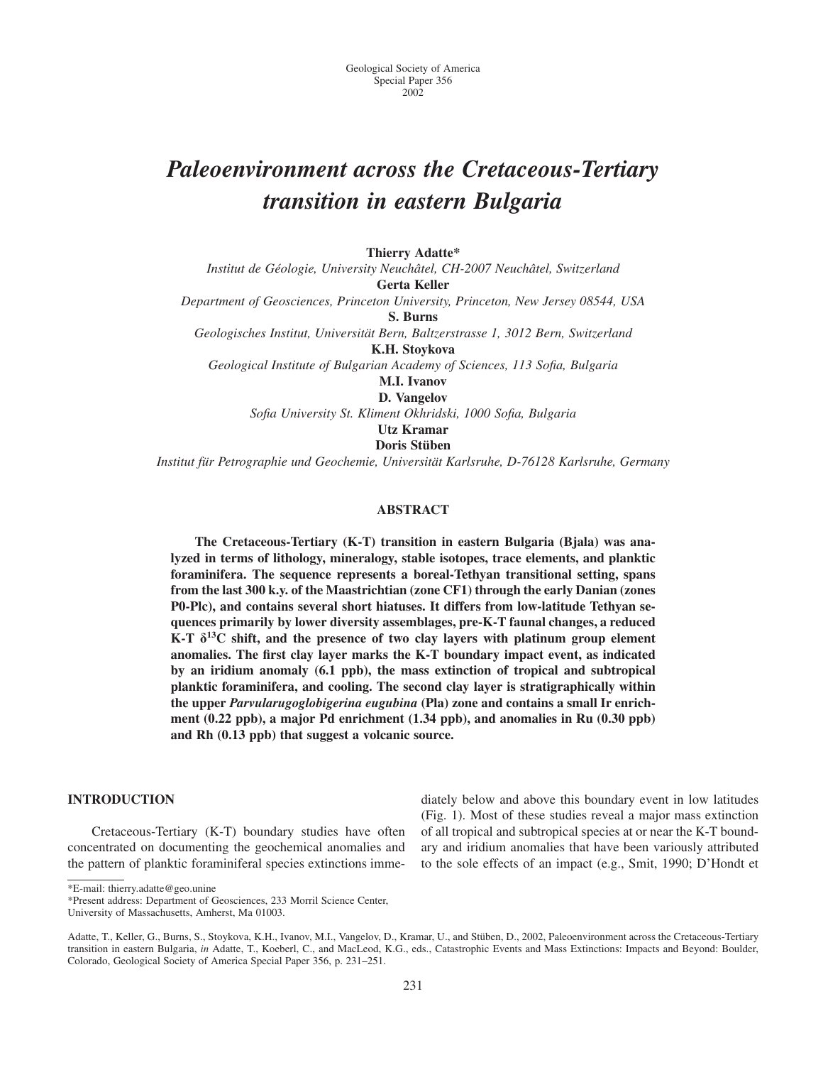Geological Society of America
Special Paper 356
2002

# *Paleoenvironment across the Cretaceous-Tertiary transition in eastern Bulgaria*

**Thierry Adatte***
*Institut de Géologie, University Neuchâtel, CH-2007 Neuchâtel, Switzerland*
**Gerta Keller**
*Department of Geosciences, Princeton University, Princeton, New Jersey 08544, USA*
**S. Burns**
*Geologisches Institut, Universität Bern, Baltzerstrasse 1, 3012 Bern, Switzerland*
**K.H. Stoykova**
*Geological Institute of Bulgarian Academy of Sciences, 113 Sofia, Bulgaria*
**M.I. Ivanov**
**D. Vangelov**
*Sofia University St. Kliment Okhridski, 1000 Sofia, Bulgaria*
**Utz Kramar**
**Doris Stüben**
*Institut für Petrographie und Geochemie, Universität Karlsruhe, D-76128 Karlsruhe, Germany*

## ABSTRACT

**The Cretaceous-Tertiary (K-T) transition in eastern Bulgaria (Bjala) was analyzed in terms of lithology, mineralogy, stable isotopes, trace elements, and planktic foraminifera. The sequence represents a boreal-Tethyan transitional setting, spans from the last 300 k.y. of the Maastrichtian (zone CF1) through the early Danian (zones P0-Plc), and contains several short hiatuses. It differs from low-latitude Tethyan sequences primarily by lower diversity assemblages, pre-K-T faunal changes, a reduced K-T $\delta^{13}C$ shift, and the presence of two clay layers with platinum group element anomalies. The first clay layer marks the K-T boundary impact event, as indicated by an iridium anomaly (6.1 ppb), the mass extinction of tropical and subtropical planktic foraminifera, and cooling. The second clay layer is stratigraphically within the upper *Parvularugoglobigerina eugubina* (Pla) zone and contains a small Ir enrichment (0.22 ppb), a major Pd enrichment (1.34 ppb), and anomalies in Ru (0.30 ppb) and Rh (0.13 ppb) that suggest a volcanic source.**

## INTRODUCTION

Cretaceous-Tertiary (K-T) boundary studies have often concentrated on documenting the geochemical anomalies and the pattern of planktic foraminiferal species extinctions immediately below and above this boundary event in low latitudes (Fig. 1). Most of these studies reveal a major mass extinction of all tropical and subtropical species at or near the K-T boundary and iridium anomalies that have been variously attributed to the sole effects of an impact (e.g., Smit, 1990; D'Hondt et

*E-mail: thierry.adatte@geo.unine

*Present address: Department of Geosciences, 233 Morril Science Center, University of Massachusetts, Amherst, Ma 01003.

Adatte, T., Keller, G., Burns, S., Stoykova, K.H., Ivanov, M.I., Vangelov, D., Kramar, U., and Stüben, D., 2002, Paleoenvironment across the Cretaceous-Tertiary transition in eastern Bulgaria, *in* Adatte, T., Koeberl, C., and MacLeod, K.G., eds., Catastrophic Events and Mass Extinctions: Impacts and Beyond: Boulder, Colorado, Geological Society of America Special Paper 356, p. 231–251.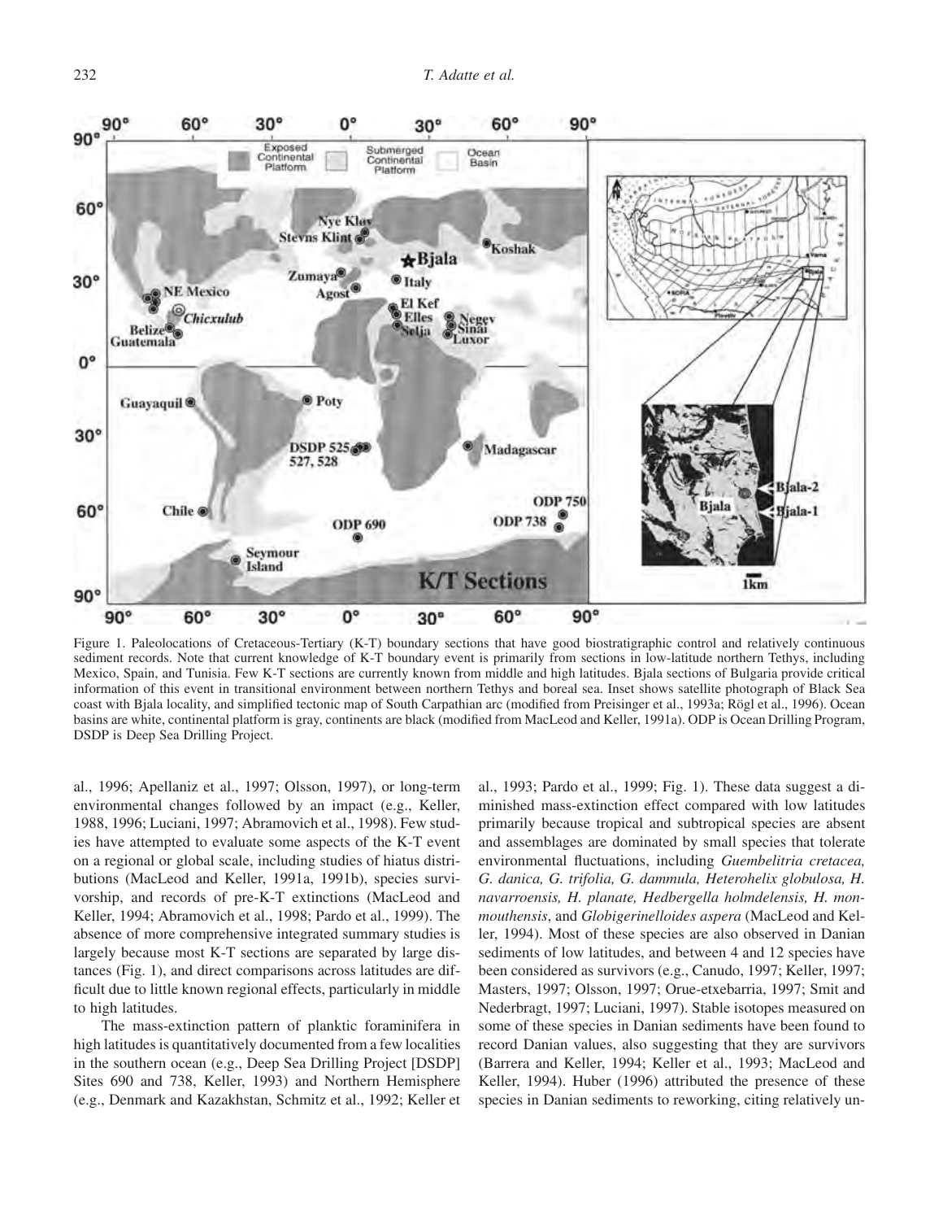Figure 1. Paleolocations of Cretaceous-Tertiary (K-T) boundary sections that have good biostratigraphic control and relatively continuous sediment records. Note that current knowledge of K-T boundary event is primarily from sections in low-latitude northern Tethys, including Mexico, Spain, and Tunisia. Few K-T sections are currently known from middle and high latitudes. Bjala sections of Bulgaria provide critical information of this event in transitional environment between northern Tethys and boreal sea. Inset shows satellite photograph of Black Sea coast with Bjala locality, and simplified tectonic map of South Carpathian arc (modified from Preisinger et al., 1993a; Rögl et al., 1996). Ocean basins are white, continental platform is gray, continents are black (modified from MacLeod and Keller, 1991a). ODP is Ocean Drilling Program, DSDP is Deep Sea Drilling Project.

al., 1996; Apellaniz et al., 1997; Olsson, 1997), or long-term environmental changes followed by an impact (e.g., Keller, 1988, 1996; Luciani, 1997; Abramovich et al., 1998). Few studies have attempted to evaluate some aspects of the K-T event on a regional or global scale, including studies of hiatus distributions (MacLeod and Keller, 1991a, 1991b), species survivorship, and records of pre-K-T extinctions (MacLeod and Keller, 1994; Abramovich et al., 1998; Pardo et al., 1999). The absence of more comprehensive integrated summary studies is largely because most K-T sections are separated by large distances (Fig. 1), and direct comparisons across latitudes are difficult due to little known regional effects, particularly in middle to high latitudes.

The mass-extinction pattern of planktic foraminifera in high latitudes is quantitatively documented from a few localities in the southern ocean (e.g., Deep Sea Drilling Project [DSDP] Sites 690 and 738, Keller, 1993) and Northern Hemisphere (e.g., Denmark and Kazakhstan, Schmitz et al., 1992; Keller et al., 1993; Pardo et al., 1999; Fig. 1). These data suggest a diminished mass-extinction effect compared with low latitudes primarily because tropical and subtropical species are absent and assemblages are dominated by small species that tolerate environmental fluctuations, including *Guembelitria cretacea, G. danica, G. trifolia, G. dammula, Heterohelix globulosa, H. navarroensis, H. planate, Hedbergella holmdelensis, H. monmouthensis*, and *Globigerinelloides aspera* (MacLeod and Keller, 1994). Most of these species are also observed in Danian sediments of low latitudes, and between 4 and 12 species have been considered as survivors (e.g., Canudo, 1997; Keller, 1997; Masters, 1997; Olsson, 1997; Orue-etxebarria, 1997; Smit and Nederbragt, 1997; Luciani, 1997). Stable isotopes measured on some of these species in Danian sediments have been found to record Danian values, also suggesting that they are survivors (Barrera and Keller, 1994; Keller et al., 1993; MacLeod and Keller, 1994). Huber (1996) attributed the presence of these species in Danian sediments to reworking, citing relatively un-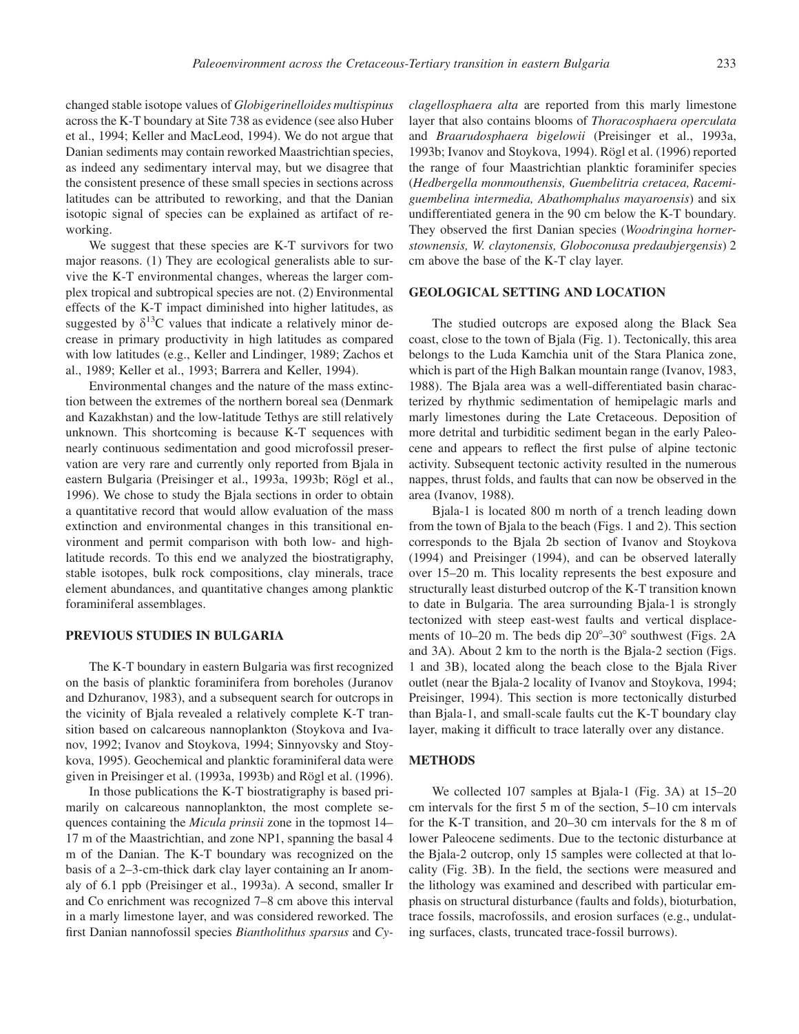changed stable isotope values of *Globigerinelloides multispinus* across the K-T boundary at Site 738 as evidence (see also Huber et al., 1994; Keller and MacLeod, 1994). We do not argue that Danian sediments may contain reworked Maastrichtian species, as indeed any sedimentary interval may, but we disagree that the consistent presence of these small species in sections across latitudes can be attributed to reworking, and that the Danian isotopic signal of species can be explained as artifact of reworking.

We suggest that these species are K-T survivors for two major reasons. (1) They are ecological generalists able to survive the K-T environmental changes, whereas the larger complex tropical and subtropical species are not. (2) Environmental effects of the K-T impact diminished into higher latitudes, as suggested by $\delta^{13}C$ values that indicate a relatively minor decrease in primary productivity in high latitudes as compared with low latitudes (e.g., Keller and Lindinger, 1989; Zachos et al., 1989; Keller et al., 1993; Barrera and Keller, 1994).

Environmental changes and the nature of the mass extinction between the extremes of the northern boreal sea (Denmark and Kazakhstan) and the low-latitude Tethys are still relatively unknown. This shortcoming is because K-T sequences with nearly continuous sedimentation and good microfossil preservation are very rare and currently only reported from Bjala in eastern Bulgaria (Preisinger et al., 1993a, 1993b; Rögl et al., 1996). We chose to study the Bjala sections in order to obtain a quantitative record that would allow evaluation of the mass extinction and environmental changes in this transitional environment and permit comparison with both low- and high-latitude records. To this end we analyzed the biostratigraphy, stable isotopes, bulk rock compositions, clay minerals, trace element abundances, and quantitative changes among planktic foraminiferal assemblages.

## PREVIOUS STUDIES IN BULGARIA

The K-T boundary in eastern Bulgaria was first recognized on the basis of planktic foraminifera from boreholes (Juranov and Dzhuranov, 1983), and a subsequent search for outcrops in the vicinity of Bjala revealed a relatively complete K-T transition based on calcareous nannoplankton (Stoykova and Ivanov, 1992; Ivanov and Stoykova, 1994; Sinnyovsky and Stoykova, 1995). Geochemical and planktic foraminiferal data were given in Preisinger et al. (1993a, 1993b) and Rögl et al. (1996).

In those publications the K-T biostratigraphy is based primarily on calcareous nannoplankton, the most complete sequences containing the *Micula prinsii* zone in the topmost 14–17 m of the Maastrichtian, and zone NP1, spanning the basal 4 m of the Danian. The K-T boundary was recognized on the basis of a 2–3-cm-thick dark clay layer containing an Ir anomaly of 6.1 ppb (Preisinger et al., 1993a). A second, smaller Ir and Co enrichment was recognized 7–8 cm above this interval in a marly limestone layer, and was considered reworked. The first Danian nannofossil species *Biantholithus sparsus* and *Cyclagellosphaera alta* are reported from this marly limestone layer that also contains blooms of *Thoracosphaera operculata* and *Braarudosphaera bigelowii* (Preisinger et al., 1993a, 1993b; Ivanov and Stoykova, 1994). Rögl et al. (1996) reported the range of four Maastrichtian planktic foraminifer species (*Hedbergella monmouthensis, Guembelitria cretacea, Racemiguembelina intermedia, Abathomphalus mayaroensis*) and six undifferentiated genera in the 90 cm below the K-T boundary. They observed the first Danian species (*Woodringina hornerstownensis, W. claytonensis, Globoconusa predaubjergensis*) 2 cm above the base of the K-T clay layer.

## GEOLOGICAL SETTING AND LOCATION

The studied outcrops are exposed along the Black Sea coast, close to the town of Bjala (Fig. 1). Tectonically, this area belongs to the Luda Kamchia unit of the Stara Planica zone, which is part of the High Balkan mountain range (Ivanov, 1983, 1988). The Bjala area was a well-differentiated basin characterized by rhythmic sedimentation of hemipelagic marls and marly limestones during the Late Cretaceous. Deposition of more detrital and turbiditic sediment began in the early Paleocene and appears to reflect the first pulse of alpine tectonic activity. Subsequent tectonic activity resulted in the numerous nappes, thrust folds, and faults that can now be observed in the area (Ivanov, 1988).

Bjala-1 is located 800 m north of a trench leading down from the town of Bjala to the beach (Figs. 1 and 2). This section corresponds to the Bjala 2b section of Ivanov and Stoykova (1994) and Preisinger (1994), and can be observed laterally over 15–20 m. This locality represents the best exposure and structurally least disturbed outcrop of the K-T transition known to date in Bulgaria. The area surrounding Bjala-1 is strongly tectonized with steep east-west faults and vertical displacements of 10–20 m. The beds dip 20°–30° southwest (Figs. 2A and 3A). About 2 km to the north is the Bjala-2 section (Figs. 1 and 3B), located along the beach close to the Bjala River outlet (near the Bjala-2 locality of Ivanov and Stoykova, 1994; Preisinger, 1994). This section is more tectonically disturbed than Bjala-1, and small-scale faults cut the K-T boundary clay layer, making it difficult to trace laterally over any distance.

## METHODS

We collected 107 samples at Bjala-1 (Fig. 3A) at 15–20 cm intervals for the first 5 m of the section, 5–10 cm intervals for the K-T transition, and 20–30 cm intervals for the 8 m of lower Paleocene sediments. Due to the tectonic disturbance at the Bjala-2 outcrop, only 15 samples were collected at that locality (Fig. 3B). In the field, the sections were measured and the lithology was examined and described with particular emphasis on structural disturbance (faults and folds), bioturbation, trace fossils, macrofossils, and erosion surfaces (e.g., undulating surfaces, clasts, truncated trace-fossil burrows).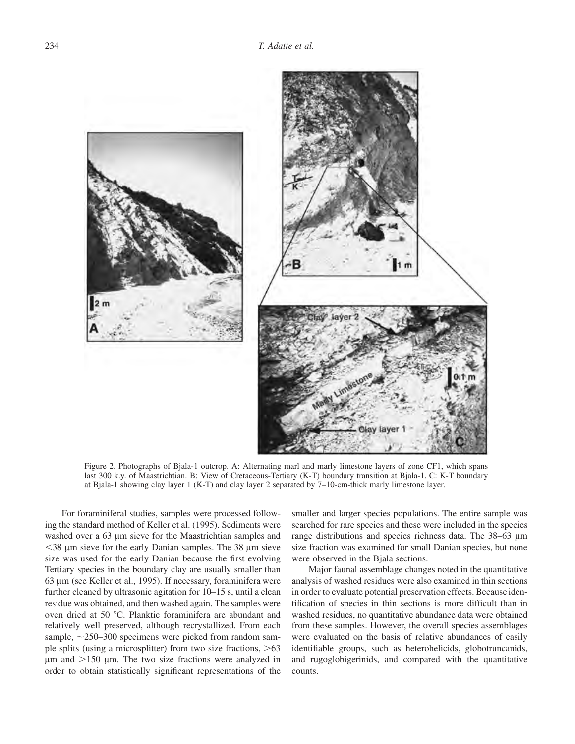Figure 2. Photographs of Bjala-1 outcrop. A: Alternating marl and marly limestone layers of zone CF1, which spans last 300 k.y. of Maastrichtian. B: View of Cretaceous-Tertiary (K-T) boundary transition at Bjala-1. C: K-T boundary at Bjala-1 showing clay layer 1 (K-T) and clay layer 2 separated by 7–10-cm-thick marly limestone layer.

For foraminiferal studies, samples were processed following the standard method of Keller et al. (1995). Sediments were washed over a 63 μm sieve for the Maastrichtian samples and <38 μm sieve for the early Danian samples. The 38 μm sieve size was used for the early Danian because the first evolving Tertiary species in the boundary clay are usually smaller than 63 μm (see Keller et al., 1995). If necessary, foraminifera were further cleaned by ultrasonic agitation for 10–15 s, until a clean residue was obtained, and then washed again. The samples were oven dried at 50 °C. Planktic foraminifera are abundant and relatively well preserved, although recrystallized. From each sample, ~250–300 specimens were picked from random sample splits (using a microsplitter) from two size fractions, >63 μm and >150 μm. The two size fractions were analyzed in order to obtain statistically significant representations of the smaller and larger species populations. The entire sample was searched for rare species and these were included in the species range distributions and species richness data. The 38–63 μm size fraction was examined for small Danian species, but none were observed in the Bjala sections.

Major faunal assemblage changes noted in the quantitative analysis of washed residues were also examined in thin sections in order to evaluate potential preservation effects. Because identification of species in thin sections is more difficult than in washed residues, no quantitative abundance data were obtained from these samples. However, the overall species assemblages were evaluated on the basis of relative abundances of easily identifiable groups, such as heterohelicids, globotruncanids, and rugoglobigerinids, and compared with the quantitative counts.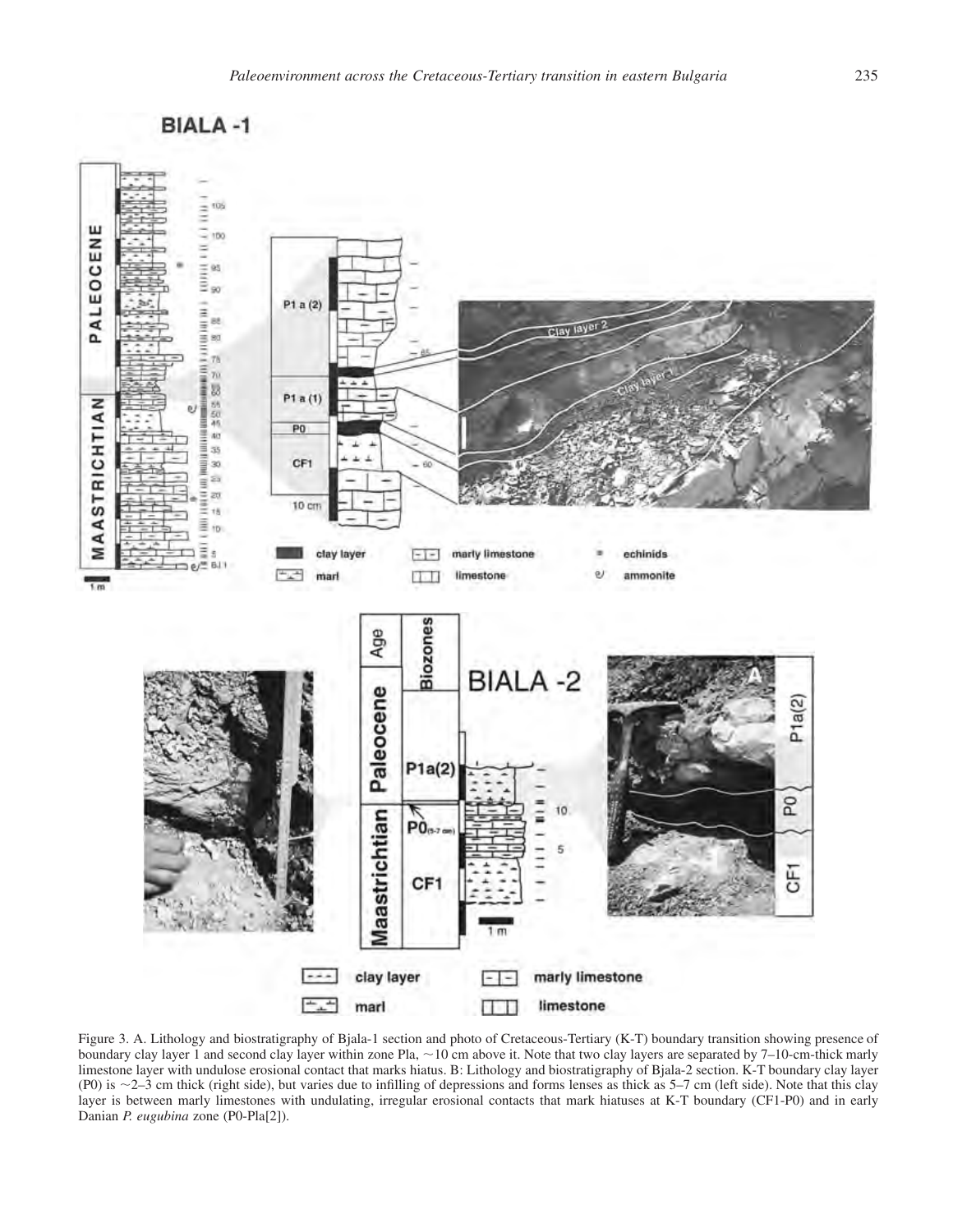Figure 3. A. Lithology and biostratigraphy of Bjala-1 section and photo of Cretaceous-Tertiary (K-T) boundary transition showing presence of boundary clay layer 1 and second clay layer within zone Pla, ~10 cm above it. Note that two clay layers are separated by 7–10-cm-thick marly limestone layer with undulose erosional contact that marks hiatus. B: Lithology and biostratigraphy of Bjala-2 section. K-T boundary clay layer (P0) is ~2–3 cm thick (right side), but varies due to infilling of depressions and forms lenses as thick as 5–7 cm (left side). Note that this clay layer is between marly limestones with undulating, irregular erosional contacts that mark hiatuses at K-T boundary (CF1-P0) and in early Danian *P. eugubina* zone (P0-Pla[2]).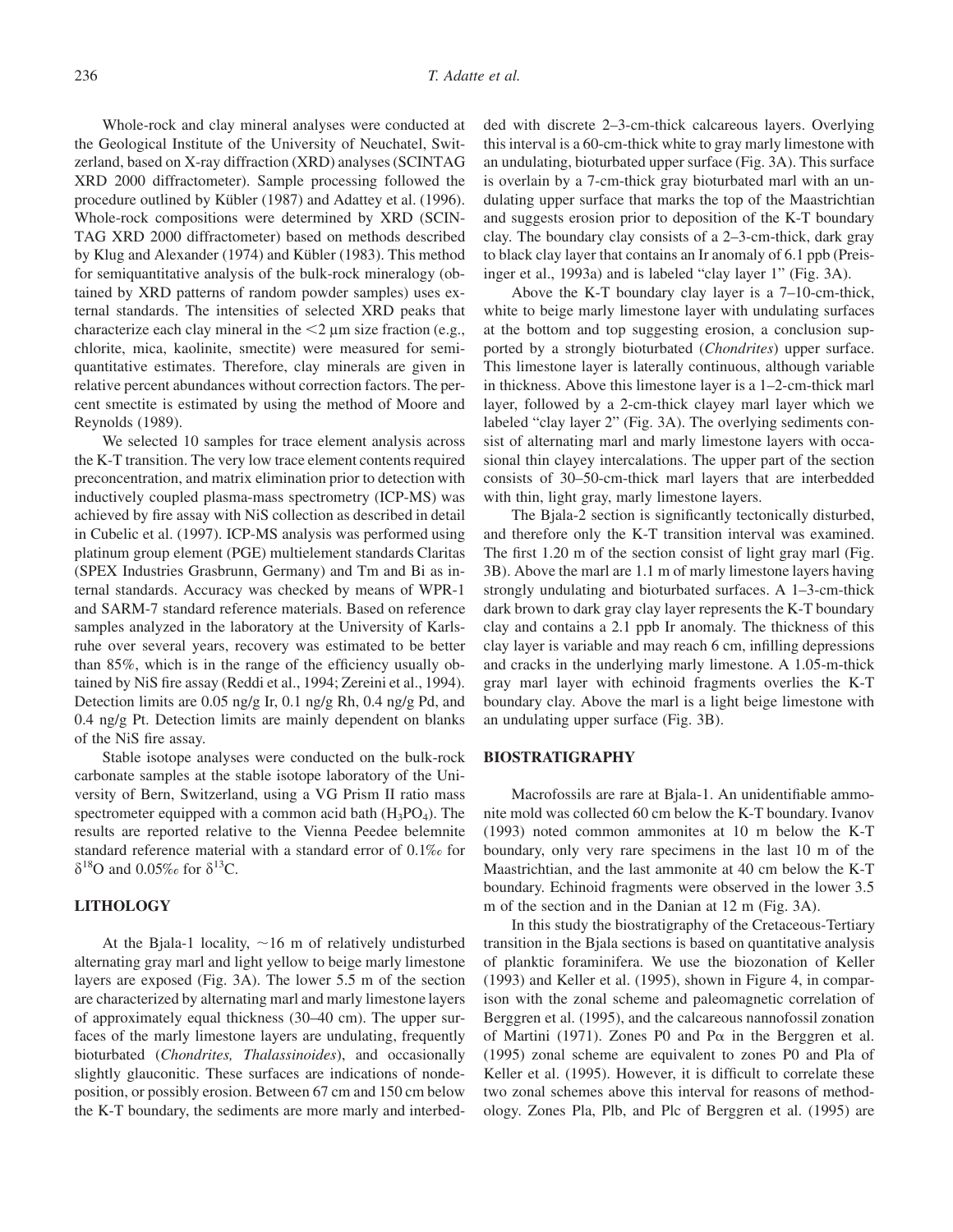Whole-rock and clay mineral analyses were conducted at the Geological Institute of the University of Neuchatel, Switzerland, based on X-ray diffraction (XRD) analyses (SCINTAG XRD 2000 diffractometer). Sample processing followed the procedure outlined by Kübler (1987) and Adattey et al. (1996). Whole-rock compositions were determined by XRD (SCINTAG XRD 2000 diffractometer) based on methods described by Klug and Alexander (1974) and Kübler (1983). This method for semiquantitative analysis of the bulk-rock mineralogy (obtained by XRD patterns of random powder samples) uses external standards. The intensities of selected XRD peaks that characterize each clay mineral in the $<2$ μm size fraction (e.g., chlorite, mica, kaolinite, smectite) were measured for semiquantitative estimates. Therefore, clay minerals are given in relative percent abundances without correction factors. The percent smectite is estimated by using the method of Moore and Reynolds (1989).

We selected 10 samples for trace element analysis across the K-T transition. The very low trace element contents required preconcentration, and matrix elimination prior to detection with inductively coupled plasma-mass spectrometry (ICP-MS) was achieved by fire assay with NiS collection as described in detail in Cubelic et al. (1997). ICP-MS analysis was performed using platinum group element (PGE) multielement standards Claritas (SPEX Industries Grasbrunn, Germany) and Tm and Bi as internal standards. Accuracy was checked by means of WPR-1 and SARM-7 standard reference materials. Based on reference samples analyzed in the laboratory at the University of Karlsruhe over several years, recovery was estimated to be better than 85%, which is in the range of the efficiency usually obtained by NiS fire assay (Reddi et al., 1994; Zereini et al., 1994). Detection limits are 0.05 ng/g Ir, 0.1 ng/g Rh, 0.4 ng/g Pd, and 0.4 ng/g Pt. Detection limits are mainly dependent on blanks of the NiS fire assay.

Stable isotope analyses were conducted on the bulk-rock carbonate samples at the stable isotope laboratory of the University of Bern, Switzerland, using a VG Prism II ratio mass spectrometer equipped with a common acid bath ($H_3PO_4$). The results are reported relative to the Vienna Peedee belemnite standard reference material with a standard error of 0.1‰ for $\delta^{18}O$ and 0.05‰ for $\delta^{13}C$.

## LITHOLOGY

At the Bjala-1 locality, ~16 m of relatively undisturbed alternating gray marl and light yellow to beige marly limestone layers are exposed (Fig. 3A). The lower 5.5 m of the section are characterized by alternating marl and marly limestone layers of approximately equal thickness (30–40 cm). The upper surfaces of the marly limestone layers are undulating, frequently bioturbated (*Chondrites, Thalassinoides*), and occasionally slightly glauconitic. These surfaces are indications of nondeposition, or possibly erosion. Between 67 cm and 150 cm below the K-T boundary, the sediments are more marly and interbedded with discrete 2–3-cm-thick calcareous layers. Overlying this interval is a 60-cm-thick white to gray marly limestone with an undulating, bioturbated upper surface (Fig. 3A). This surface is overlain by a 7-cm-thick gray bioturbated marl with an undulating upper surface that marks the top of the Maastrichtian and suggests erosion prior to deposition of the K-T boundary clay. The boundary clay consists of a 2–3-cm-thick, dark gray to black clay layer that contains an Ir anomaly of 6.1 ppb (Preisinger et al., 1993a) and is labeled "clay layer 1" (Fig. 3A).

Above the K-T boundary clay layer is a 7–10-cm-thick, white to beige marly limestone layer with undulating surfaces at the bottom and top suggesting erosion, a conclusion supported by a strongly bioturbated (*Chondrites*) upper surface. This limestone layer is laterally continuous, although variable in thickness. Above this limestone layer is a 1–2-cm-thick marl layer, followed by a 2-cm-thick clayey marl layer which we labeled "clay layer 2" (Fig. 3A). The overlying sediments consist of alternating marl and marly limestone layers with occasional thin clayey intercalations. The upper part of the section consists of 30–50-cm-thick marl layers that are interbedded with thin, light gray, marly limestone layers.

The Bjala-2 section is significantly tectonically disturbed, and therefore only the K-T transition interval was examined. The first 1.20 m of the section consist of light gray marl (Fig. 3B). Above the marl are 1.1 m of marly limestone layers having strongly undulating and bioturbated surfaces. A 1–3-cm-thick dark brown to dark gray clay layer represents the K-T boundary clay and contains a 2.1 ppb Ir anomaly. The thickness of this clay layer is variable and may reach 6 cm, infilling depressions and cracks in the underlying marly limestone. A 1.05-m-thick gray marl layer with echinoid fragments overlies the K-T boundary clay. Above the marl is a light beige limestone with an undulating upper surface (Fig. 3B).

## BIOSTRATIGRAPHY

Macrofossils are rare at Bjala-1. An unidentifiable ammonite mold was collected 60 cm below the K-T boundary. Ivanov (1993) noted common ammonites at 10 m below the K-T boundary, only very rare specimens in the last 10 m of the Maastrichtian, and the last ammonite at 40 cm below the K-T boundary. Echinoid fragments were observed in the lower 3.5 m of the section and in the Danian at 12 m (Fig. 3A).

In this study the biostratigraphy of the Cretaceous-Tertiary transition in the Bjala sections is based on quantitative analysis of planktic foraminifera. We use the biozonation of Keller (1993) and Keller et al. (1995), shown in Figure 4, in comparison with the zonal scheme and paleomagnetic correlation of Berggren et al. (1995), and the calcareous nannofossil zonation of Martini (1971). Zones P0 and Pα in the Berggren et al. (1995) zonal scheme are equivalent to zones P0 and Pla of Keller et al. (1995). However, it is difficult to correlate these two zonal schemes above this interval for reasons of methodology. Zones Pla, Plb, and Plc of Berggren et al. (1995) are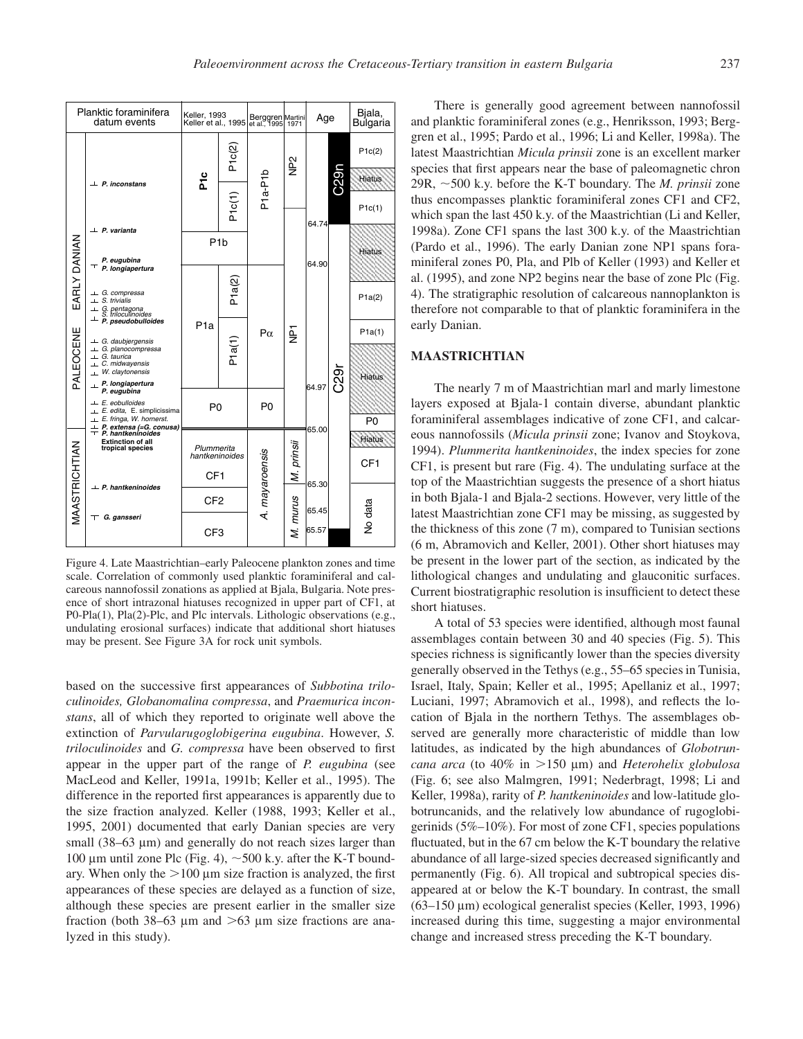| Planktic foraminifera datum events | | Keller, 1993 Keller et al., 1995 | | Berggren et al., 1995 | Martini 1971 | Age | | Bjala, Bulgaria |
|---|---|---|---|---|---|---|---|---|
| PALEOCENE EARLY DANIAN | | P1c | P1c(2) | P1a-P1b | NP2 | | C29n | P1c(2) |
| | | | | | | | | Hiatus |
| | ⊥ *P. inconstans* | | P1c(1) | | | | | P1c(1) |
| | ⊥ *P. varianta* | P1b | | | NP1 | 64.74 | C29r | Hiatus |
| | ⊥ *P. eugubina* ⊤ *P. longiapertura* | | | | | 64.90 | | |
| | ⊥ *G. compressa* ⊥ *S. trivialis* ⊥ *G. pentagona* *S. triloculinoides* ⊥ *P. pseudobulloides* | P1a | P1a(2) | Pα | | | | P1a(2) |
| | ⊥ *G. daubjergensis* ⊥ *G. planocompressa* ⊥ *G. taurica* ⊥ *C. midwayensis* ⊥ *W. claytonensis* | | P1a(1) | | | | | P1a(1) |
| | ⊥ *P. longiapertura* *P. eugubina* | | | | | 64.97 | | Hiatus |
| | ⊥ *E. eobulloides* ⊥ *E. edita*, *E. simplicissima* ⊥ *E. fringa*, *W. hornerst.* ⊥ *P. extensa (=G. conusa)* | P0 | | P0 | | | | P0 |
| MAASTRICHTIAN | ⊤ *P. hantkeninoides* Extinction of all tropical species | *Plummerita hantkeninoides* CF1 | | *A. mayaroensis* | *M. prinsii* | 65.00 | | Hiatus |
| | | | | | | | | CF1 |
| | ⊥ *P. hantkeninoides* | CF2 | | | *M. murus* | 65.30 | | No data |
| | ⊤ *G. gansseri* | CF3 | | | | 65.45 | | |
| | | | | | | 65.57 | | |

Figure 4. Late Maastrichtian–early Paleocene plankton zones and time scale. Correlation of commonly used planktic foraminiferal and calcareous nannofossil zonations as applied at Bjala, Bulgaria. Note presence of short intrazonal hiatuses recognized in upper part of CF1, at P0-Pla(1), Pla(2)-Plc, and Plc intervals. Lithologic observations (e.g., undulating erosional surfaces) indicate that additional short hiatuses may be present. See Figure 3A for rock unit symbols.

based on the successive first appearances of *Subbotina triloculinoides, Globanomalina compressa*, and *Praemurica inconstans*, all of which they reported to originate well above the extinction of *Parvularugoglobigerina eugubina*. However, *S. triloculinoides* and *G. compressa* have been observed to first appear in the upper part of the range of *P. eugubina* (see MacLeod and Keller, 1991a, 1991b; Keller et al., 1995). The difference in the reported first appearances is apparently due to the size fraction analyzed. Keller (1988, 1993; Keller et al., 1995, 2001) documented that early Danian species are very small (38–63 μm) and generally do not reach sizes larger than 100 μm until zone Plc (Fig. 4), ~500 k.y. after the K-T boundary. When only the >100 μm size fraction is analyzed, the first appearances of these species are delayed as a function of size, although these species are present earlier in the smaller size fraction (both 38–63 μm and >63 μm size fractions are analyzed in this study).

There is generally good agreement between nannofossil and planktic foraminiferal zones (e.g., Henriksson, 1993; Berggren et al., 1995; Pardo et al., 1996; Li and Keller, 1998a). The latest Maastrichtian *Micula prinsii* zone is an excellent marker species that first appears near the base of paleomagnetic chron 29R, ~500 k.y. before the K-T boundary. The *M. prinsii* zone thus encompasses planktic foraminiferal zones CF1 and CF2, which span the last 450 k.y. of the Maastrichtian (Li and Keller, 1998a). Zone CF1 spans the last 300 k.y. of the Maastrichtian (Pardo et al., 1996). The early Danian zone NP1 spans foraminiferal zones P0, Pla, and Plb of Keller (1993) and Keller et al. (1995), and zone NP2 begins near the base of zone Plc (Fig. 4). The stratigraphic resolution of calcareous nannoplankton is therefore not comparable to that of planktic foraminifera in the early Danian.

## MAASTRICHTIAN

The nearly 7 m of Maastrichtian marl and marly limestone layers exposed at Bjala-1 contain diverse, abundant planktic foraminiferal assemblages indicative of zone CF1, and calcareous nannofossils (*Micula prinsii* zone; Ivanov and Stoykova, 1994). *Plummerita hantkeninoides*, the index species for zone CF1, is present but rare (Fig. 4). The undulating surface at the top of the Maastrichtian suggests the presence of a short hiatus in both Bjala-1 and Bjala-2 sections. However, very little of the latest Maastrichtian zone CF1 may be missing, as suggested by the thickness of this zone (7 m), compared to Tunisian sections (6 m, Abramovich and Keller, 2001). Other short hiatuses may be present in the lower part of the section, as indicated by the lithological changes and undulating and glauconitic surfaces. Current biostratigraphic resolution is insufficient to detect these short hiatuses.

A total of 53 species were identified, although most faunal assemblages contain between 30 and 40 species (Fig. 5). This species richness is significantly lower than the species diversity generally observed in the Tethys (e.g., 55–65 species in Tunisia, Israel, Italy, Spain; Keller et al., 1995; Apellaniz et al., 1997; Luciani, 1997; Abramovich et al., 1998), and reflects the location of Bjala in the northern Tethys. The assemblages observed are generally more characteristic of middle than low latitudes, as indicated by the high abundances of *Globotruncana arca* (to 40% in >150 μm) and *Heterohelix globulosa* (Fig. 6; see also Malmgren, 1991; Nederbragt, 1998; Li and Keller, 1998a), rarity of *P. hantkeninoides* and low-latitude globotruncanids, and the relatively low abundance of rugoglobigerinids (5%–10%). For most of zone CF1, species populations fluctuated, but in the 67 cm below the K-T boundary the relative abundance of all large-sized species decreased significantly and permanently (Fig. 6). All tropical and subtropical species disappeared at or below the K-T boundary. In contrast, the small (63–150 μm) ecological generalist species (Keller, 1993, 1996) increased during this time, suggesting a major environmental change and increased stress preceding the K-T boundary.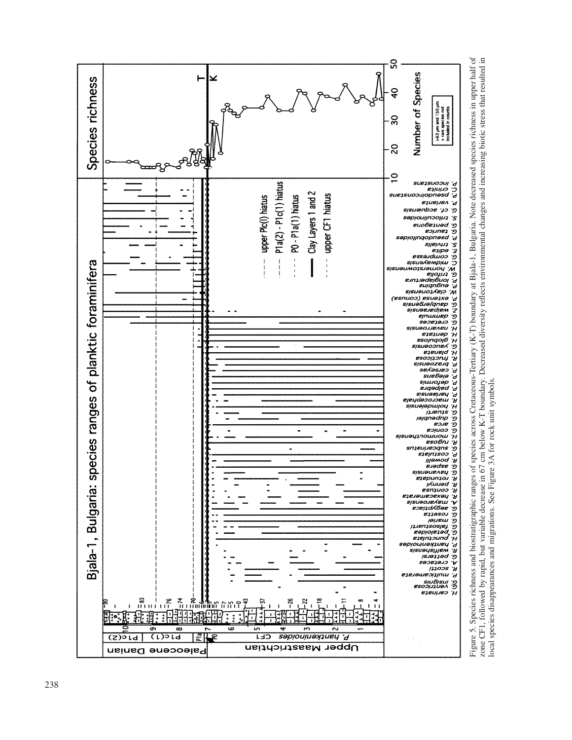Figure 5. Species richness and biostratigraphic ranges of species across Cretaceous-Tertiary (K-T) boundary at Bjala-1, Bulgaria. Note decreased species richness in upper half of zone CF1, followed by rapid, but variable decrease in 67 cm below K-T boundary. Decreased diversity reflects environmental changes and increasing biotic stress that resulted in local species disappearances and migrations. See Figure 3A for rock unit symbols.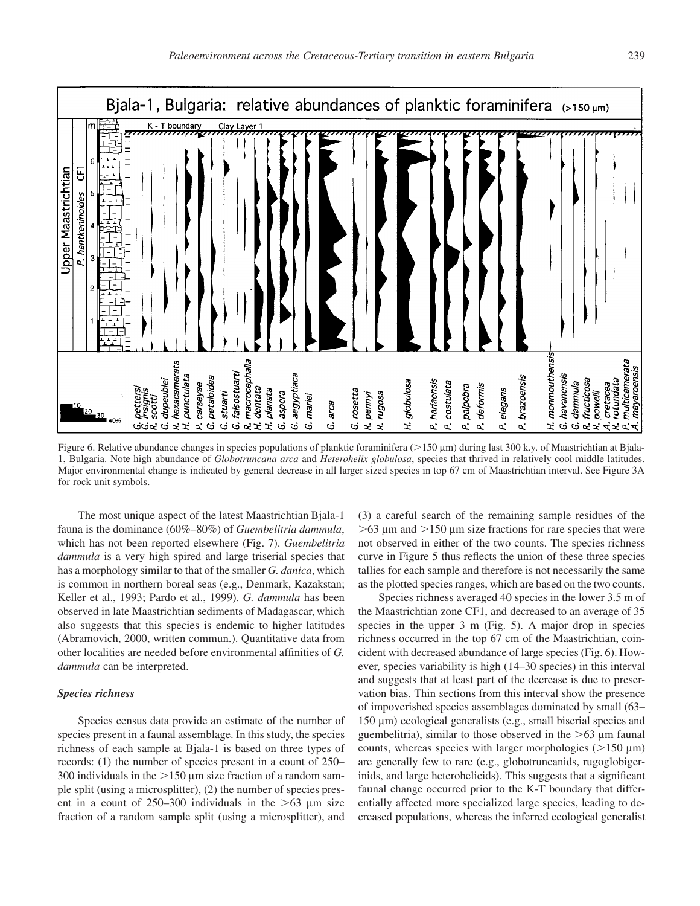Figure 6. Relative abundance changes in species populations of planktic foraminifera (>150 µm) during last 300 k.y. of Maastrichtian at Bjala-1, Bulgaria. Note high abundance of *Globotruncana arca* and *Heterohelix globulosa*, species that thrived in relatively cool middle latitudes. Major environmental change is indicated by general decrease in all larger sized species in top 67 cm of Maastrichtian interval. See Figure 3A for rock unit symbols.

The most unique aspect of the latest Maastrichtian Bjala-1 fauna is the dominance (60%–80%) of *Guembelitria dammula*, which has not been reported elsewhere (Fig. 7). *Guembelitria dammula* is a very high spired and large triserial species that has a morphology similar to that of the smaller *G. danica*, which is common in northern boreal seas (e.g., Denmark, Kazakstan; Keller et al., 1993; Pardo et al., 1999). *G. dammula* has been observed in late Maastrichtian sediments of Madagascar, which also suggests that this species is endemic to higher latitudes (Abramovich, 2000, written commun.). Quantitative data from other localities are needed before environmental affinities of *G. dammula* can be interpreted.

### *Species richness*

Species census data provide an estimate of the number of species present in a faunal assemblage. In this study, the species richness of each sample at Bjala-1 is based on three types of records: (1) the number of species present in a count of 250–300 individuals in the >150 µm size fraction of a random sample split (using a microsplitter), (2) the number of species present in a count of 250–300 individuals in the >63 µm size fraction of a random sample split (using a microsplitter), and (3) a careful search of the remaining sample residues of the >63 µm and >150 µm size fractions for rare species that were not observed in either of the two counts. The species richness curve in Figure 5 thus reflects the union of these three species tallies for each sample and therefore is not necessarily the same as the plotted species ranges, which are based on the two counts.

Species richness averaged 40 species in the lower 3.5 m of the Maastrichtian zone CF1, and decreased to an average of 35 species in the upper 3 m (Fig. 5). A major drop in species richness occurred in the top 67 cm of the Maastrichtian, coincident with decreased abundance of large species (Fig. 6). However, species variability is high (14–30 species) in this interval and suggests that at least part of the decrease is due to preservation bias. Thin sections from this interval show the presence of impoverished species assemblages dominated by small (63–150 µm) ecological generalists (e.g., small biserial species and guembelitria), similar to those observed in the >63 µm faunal counts, whereas species with larger morphologies (>150 µm) are generally few to rare (e.g., globotruncanids, rugoglobigerinids, and large heterohelicids). This suggests that a significant faunal change occurred prior to the K-T boundary that differentially affected more specialized large species, leading to decreased populations, whereas the inferred ecological generalist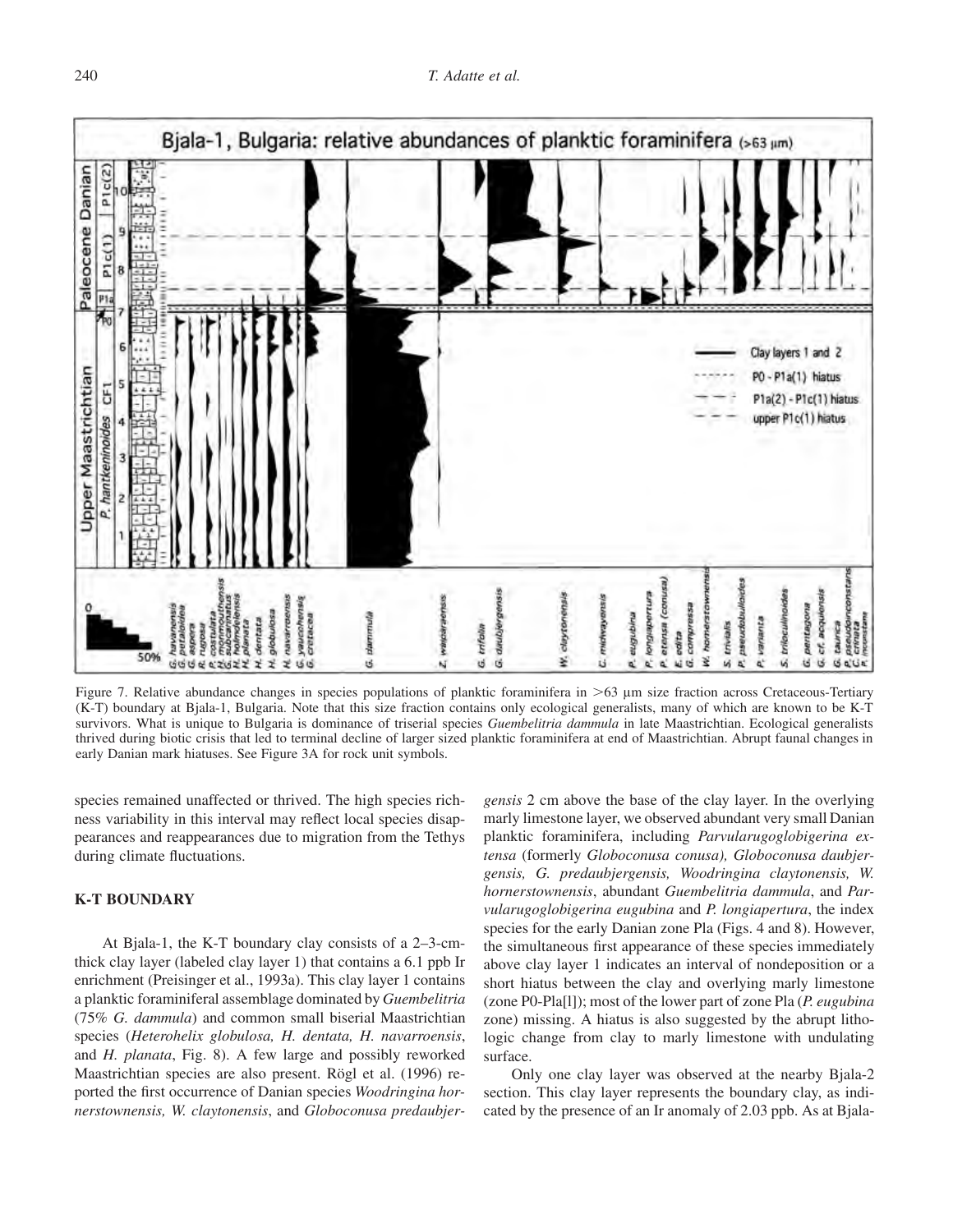Figure 7. Relative abundance changes in species populations of planktic foraminifera in >63 µm size fraction across Cretaceous-Tertiary (K-T) boundary at Bjala-1, Bulgaria. Note that this size fraction contains only ecological generalists, many of which are known to be K-T survivors. What is unique to Bulgaria is dominance of triserial species *Guembelitria dammula* in late Maastrichtian. Ecological generalists thrived during biotic crisis that led to terminal decline of larger sized planktic foraminifera at end of Maastrichtian. Abrupt faunal changes in early Danian mark hiatuses. See Figure 3A for rock unit symbols.

species remained unaffected or thrived. The high species richness variability in this interval may reflect local species disappearances and reappearances due to migration from the Tethys during climate fluctuations.

## K-T BOUNDARY

At Bjala-1, the K-T boundary clay consists of a 2–3-cm-thick clay layer (labeled clay layer 1) that contains a 6.1 ppb Ir enrichment (Preisinger et al., 1993a). This clay layer 1 contains a planktic foraminiferal assemblage dominated by *Guembelitria* (75% *G. dammula*) and common small biserial Maastrichtian species (*Heterohelix globulosa, H. dentata, H. navarroensis*, and *H. planata*, Fig. 8). A few large and possibly reworked Maastrichtian species are also present. Rögl et al. (1996) reported the first occurrence of Danian species *Woodringina hornerstownensis, W. claytonensis*, and *Globoconusa predaubjergensis* 2 cm above the base of the clay layer. In the overlying marly limestone layer, we observed abundant very small Danian planktic foraminifera, including *Parvularugoglobigerina extensa* (formerly *Globoconusa conusa), Globoconusa daubjergensis, G. predaubjergensis, Woodringina claytonensis, W. hornerstownensis*, abundant *Guembelitria dammula*, and *Parvularugoglobigerina eugubina* and *P. longiapertura*, the index species for the early Danian zone Pla (Figs. 4 and 8). However, the simultaneous first appearance of these species immediately above clay layer 1 indicates an interval of nondeposition or a short hiatus between the clay and overlying marly limestone (zone P0-Pla[l]); most of the lower part of zone Pla (*P. eugubina* zone) missing. A hiatus is also suggested by the abrupt lithologic change from clay to marly limestone with undulating surface.

Only one clay layer was observed at the nearby Bjala-2 section. This clay layer represents the boundary clay, as indicated by the presence of an Ir anomaly of 2.03 ppb. As at Bjala-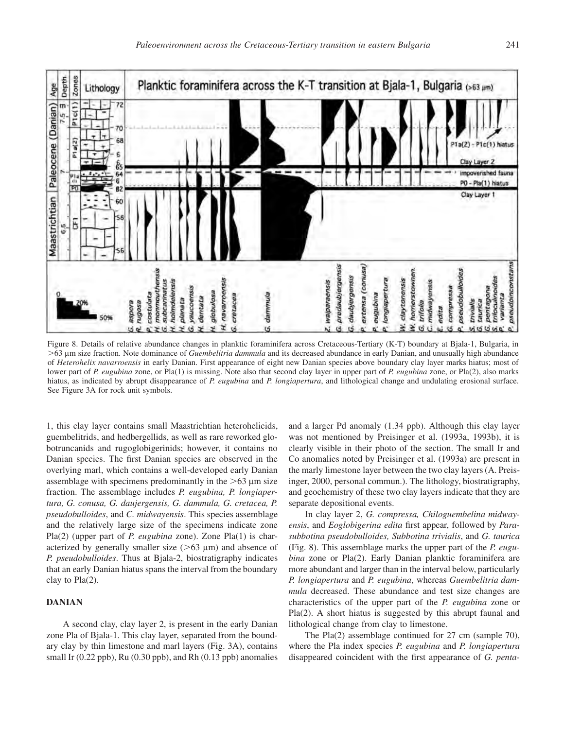Figure 8. Details of relative abundance changes in planktic foraminifera across Cretaceous-Tertiary (K-T) boundary at Bjala-1, Bulgaria, in >63 µm size fraction. Note dominance of *Guembelitria dammula* and its decreased abundance in early Danian, and unusually high abundance of *Heterohelix navarroensis* in early Danian. First appearance of eight new Danian species above boundary clay layer marks hiatus; most of lower part of *P. eugubina* zone, or Pla(1) is missing. Note also that second clay layer in upper part of *P. eugubina* zone, or Pla(2), also marks hiatus, as indicated by abrupt disappearance of *P. eugubina* and *P. longiapertura*, and lithological change and undulating erosional surface. See Figure 3A for rock unit symbols.

1, this clay layer contains small Maastrichtian heterohelicids, guembelitrids, and hedbergellids, as well as rare reworked globotruncanids and rugoglobigerinids; however, it contains no Danian species. The first Danian species are observed in the overlying marl, which contains a well-developed early Danian assemblage with specimens predominantly in the >63 µm size fraction. The assemblage includes *P. eugubina, P. longiapertura, G. conusa, G. daujergensis, G. dammula, G. cretacea, P. pseudobulloides*, and *C. midwayensis*. This species assemblage and the relatively large size of the specimens indicate zone Pla(2) (upper part of *P. eugubina* zone). Zone Pla(1) is characterized by generally smaller size (>63 µm) and absence of *P. pseudobulloides*. Thus at Bjala-2, biostratigraphy indicates that an early Danian hiatus spans the interval from the boundary clay to Pla(2).

## DANIAN

A second clay, clay layer 2, is present in the early Danian zone Pla of Bjala-1. This clay layer, separated from the boundary clay by thin limestone and marl layers (Fig. 3A), contains small Ir (0.22 ppb), Ru (0.30 ppb), and Rh (0.13 ppb) anomalies and a larger Pd anomaly (1.34 ppb). Although this clay layer was not mentioned by Preisinger et al. (1993a, 1993b), it is clearly visible in their photo of the section. The small Ir and Co anomalies noted by Preisinger et al. (1993a) are present in the marly limestone layer between the two clay layers (A. Preisinger, 2000, personal commun.). The lithology, biostratigraphy, and geochemistry of these two clay layers indicate that they are separate depositional events.

In clay layer 2, *G. compressa, Chiloguembelina midwayensis*, and *Eoglobigerina edita* first appear, followed by *Parasubbotina pseudobulloides, Subbotina trivialis*, and *G. taurica* (Fig. 8). This assemblage marks the upper part of the *P. eugubina* zone or Pla(2). Early Danian planktic foraminifera are more abundant and larger than in the interval below, particularly *P. longiapertura* and *P. eugubina*, whereas *Guembelitria dammula* decreased. These abundance and test size changes are characteristics of the upper part of the *P. eugubina* zone or Pla(2). A short hiatus is suggested by this abrupt faunal and lithological change from clay to limestone.

The Pla(2) assemblage continued for 27 cm (sample 70), where the Pla index species *P. eugubina* and *P. longiapertura* disappeared coincident with the first appearance of *G. penta-*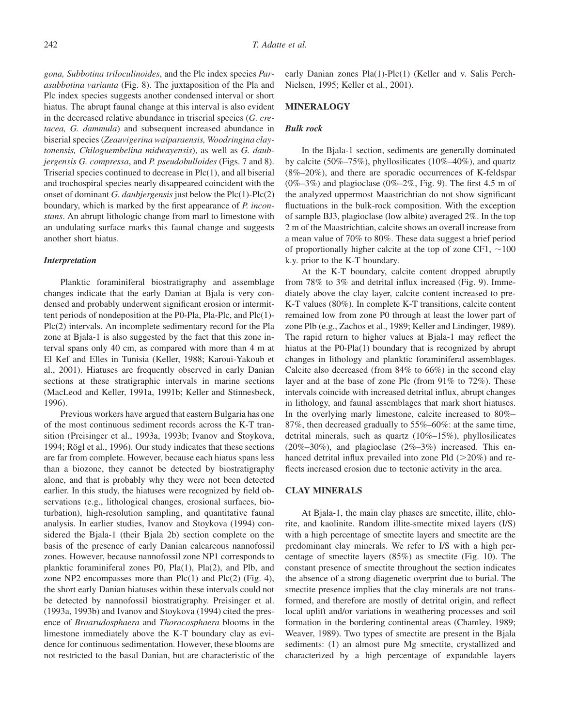*gona, Subbotina triloculinoides*, and the Plc index species *Parasubbotina varianta* (Fig. 8). The juxtaposition of the Pla and Plc index species suggests another condensed interval or short hiatus. The abrupt faunal change at this interval is also evident in the decreased relative abundance in triserial species (*G. cretacea, G. dammula*) and subsequent increased abundance in biserial species (*Zeauvigerina waiparaensis, Woodringina claytonensis, Chiloguembelina midwayensis*), as well as *G. daubjergensis G. compressa*, and *P. pseudobulloides* (Figs. 7 and 8). Triserial species continued to decrease in Plc(1), and all biserial and trochospiral species nearly disappeared coincident with the onset of dominant *G. daubjergensis* just below the Plc(1)-Plc(2) boundary, which is marked by the first appearance of *P. inconstans*. An abrupt lithologic change from marl to limestone with an undulating surface marks this faunal change and suggests another short hiatus.

### *Interpretation*

Planktic foraminiferal biostratigraphy and assemblage changes indicate that the early Danian at Bjala is very condensed and probably underwent significant erosion or intermittent periods of nondeposition at the P0-Pla, Pla-Plc, and Plc(1)-Plc(2) intervals. An incomplete sedimentary record for the Pla zone at Bjala-1 is also suggested by the fact that this zone interval spans only 40 cm, as compared with more than 4 m at El Kef and Elles in Tunisia (Keller, 1988; Karoui-Yakoub et al., 2001). Hiatuses are frequently observed in early Danian sections at these stratigraphic intervals in marine sections (MacLeod and Keller, 1991a, 1991b; Keller and Stinnesbeck, 1996).

Previous workers have argued that eastern Bulgaria has one of the most continuous sediment records across the K-T transition (Preisinger et al., 1993a, 1993b; Ivanov and Stoykova, 1994; Rögl et al., 1996). Our study indicates that these sections are far from complete. However, because each hiatus spans less than a biozone, they cannot be detected by biostratigraphy alone, and that is probably why they were not been detected earlier. In this study, the hiatuses were recognized by field observations (e.g., lithological changes, erosional surfaces, bioturbation), high-resolution sampling, and quantitative faunal analysis. In earlier studies, Ivanov and Stoykova (1994) considered the Bjala-1 (their Bjala 2b) section complete on the basis of the presence of early Danian calcareous nannofossil zones. However, because nannofossil zone NP1 corresponds to planktic foraminiferal zones P0, Pla(1), Pla(2), and Plb, and zone NP2 encompasses more than Plc(1) and Plc(2) (Fig. 4), the short early Danian hiatuses within these intervals could not be detected by nannofossil biostratigraphy. Preisinger et al. (1993a, 1993b) and Ivanov and Stoykova (1994) cited the presence of *Braarudosphaera* and *Thoracosphaera* blooms in the limestone immediately above the K-T boundary clay as evidence for continuous sedimentation. However, these blooms are not restricted to the basal Danian, but are characteristic of the early Danian zones Pla(1)-Plc(1) (Keller and v. Salis Perch-Nielsen, 1995; Keller et al., 2001).

## MINERALOGY

### *Bulk rock*

In the Bjala-1 section, sediments are generally dominated by calcite (50%–75%), phyllosilicates (10%–40%), and quartz (8%–20%), and there are sporadic occurrences of K-feldspar (0%–3%) and plagioclase (0%–2%, Fig. 9). The first 4.5 m of the analyzed uppermost Maastrichtian do not show significant fluctuations in the bulk-rock composition. With the exception of sample BJ3, plagioclase (low albite) averaged 2%. In the top 2 m of the Maastrichtian, calcite shows an overall increase from a mean value of 70% to 80%. These data suggest a brief period of proportionally higher calcite at the top of zone CF1, ~100 k.y. prior to the K-T boundary.

At the K-T boundary, calcite content dropped abruptly from 78% to 3% and detrital influx increased (Fig. 9). Immediately above the clay layer, calcite content increased to pre-K-T values (80%). In complete K-T transitions, calcite content remained low from zone P0 through at least the lower part of zone Plb (e.g., Zachos et al., 1989; Keller and Lindinger, 1989). The rapid return to higher values at Bjala-1 may reflect the hiatus at the P0-Pla(1) boundary that is recognized by abrupt changes in lithology and planktic foraminiferal assemblages. Calcite also decreased (from 84% to 66%) in the second clay layer and at the base of zone Plc (from 91% to 72%). These intervals coincide with increased detrital influx, abrupt changes in lithology, and faunal assemblages that mark short hiatuses. In the overlying marly limestone, calcite increased to 80%–87%, then decreased gradually to 55%–60%: at the same time, detrital minerals, such as quartz (10%–15%), phyllosilicates (20%–30%), and plagioclase (2%–3%) increased. This enhanced detrital influx prevailed into zone Pld (>20%) and reflects increased erosion due to tectonic activity in the area.

## CLAY MINERALS

At Bjala-1, the main clay phases are smectite, illite, chlorite, and kaolinite. Random illite-smectite mixed layers (I/S) with a high percentage of smectite layers and smectite are the predominant clay minerals. We refer to I/S with a high percentage of smectite layers (85%) as smectite (Fig. 10). The constant presence of smectite throughout the section indicates the absence of a strong diagenetic overprint due to burial. The smectite presence implies that the clay minerals are not transformed, and therefore are mostly of detrital origin, and reflect local uplift and/or variations in weathering processes and soil formation in the bordering continental areas (Chamley, 1989; Weaver, 1989). Two types of smectite are present in the Bjala sediments: (1) an almost pure Mg smectite, crystallized and characterized by a high percentage of expandable layers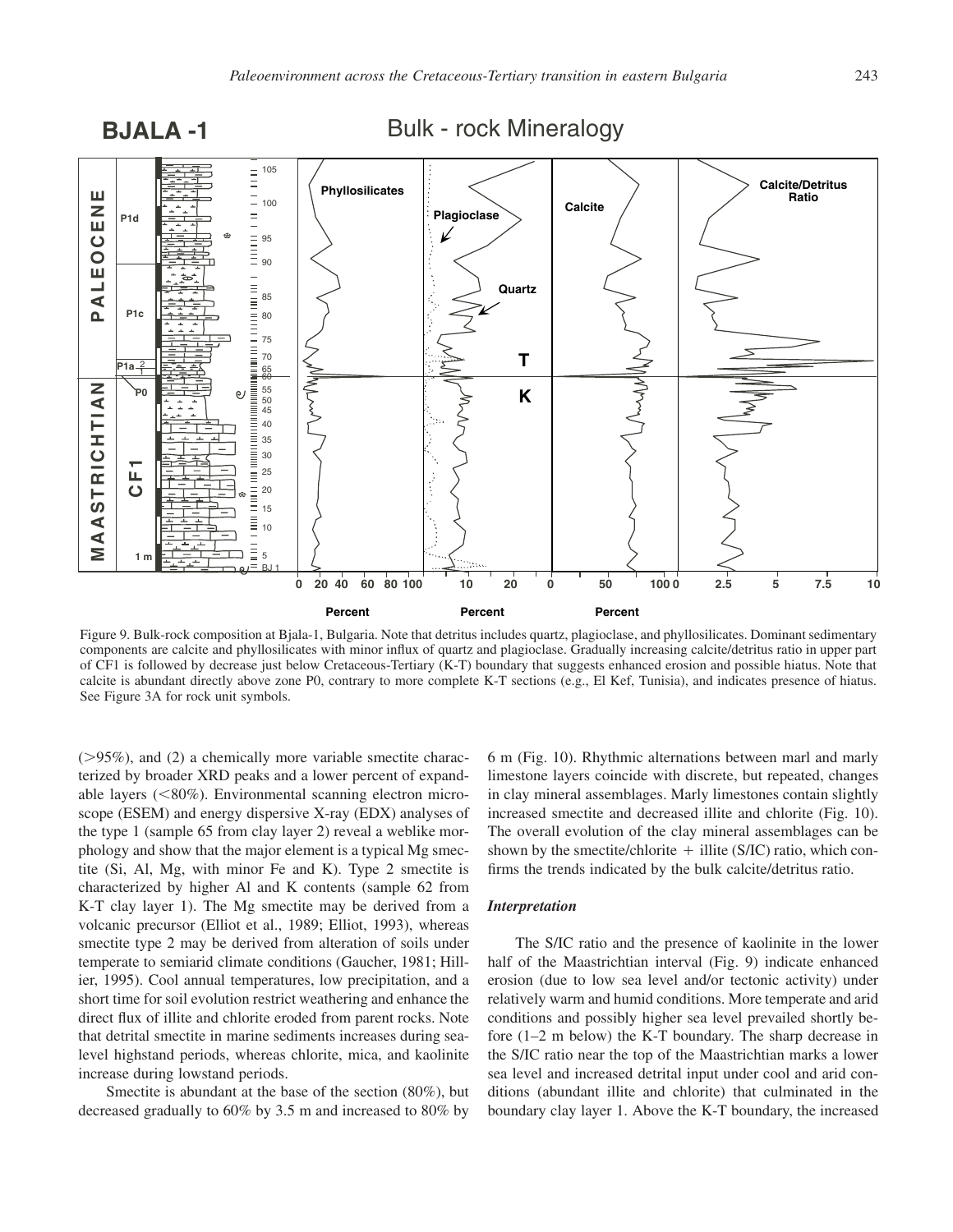Figure 9. Bulk-rock composition at Bjala-1, Bulgaria. Note that detritus includes quartz, plagioclase, and phyllosilicates. Dominant sedimentary components are calcite and phyllosilicates with minor influx of quartz and plagioclase. Gradually increasing calcite/detritus ratio in upper part of CF1 is followed by decrease just below Cretaceous-Tertiary (K-T) boundary that suggests enhanced erosion and possible hiatus. Note that calcite is abundant directly above zone P0, contrary to more complete K-T sections (e.g., El Kef, Tunisia), and indicates presence of hiatus. See Figure 3A for rock unit symbols.

(>95%), and (2) a chemically more variable smectite characterized by broader XRD peaks and a lower percent of expandable layers (<80%). Environmental scanning electron microscope (ESEM) and energy dispersive X-ray (EDX) analyses of the type 1 (sample 65 from clay layer 2) reveal a weblike morphology and show that the major element is a typical Mg smectite (Si, Al, Mg, with minor Fe and K). Type 2 smectite is characterized by higher Al and K contents (sample 62 from K-T clay layer 1). The Mg smectite may be derived from a volcanic precursor (Elliot et al., 1989; Elliot, 1993), whereas smectite type 2 may be derived from alteration of soils under temperate to semiarid climate conditions (Gaucher, 1981; Hillier, 1995). Cool annual temperatures, low precipitation, and a short time for soil evolution restrict weathering and enhance the direct flux of illite and chlorite eroded from parent rocks. Note that detrital smectite in marine sediments increases during sea-level highstand periods, whereas chlorite, mica, and kaolinite increase during lowstand periods.

Smectite is abundant at the base of the section (80%), but decreased gradually to 60% by 3.5 m and increased to 80% by 6 m (Fig. 10). Rhythmic alternations between marl and marly limestone layers coincide with discrete, but repeated, changes in clay mineral assemblages. Marly limestones contain slightly increased smectite and decreased illite and chlorite (Fig. 10). The overall evolution of the clay mineral assemblages can be shown by the smectite/chlorite + illite (S/IC) ratio, which confirms the trends indicated by the bulk calcite/detritus ratio.

### *Interpretation*

The S/IC ratio and the presence of kaolinite in the lower half of the Maastrichtian interval (Fig. 9) indicate enhanced erosion (due to low sea level and/or tectonic activity) under relatively warm and humid conditions. More temperate and arid conditions and possibly higher sea level prevailed shortly before (1–2 m below) the K-T boundary. The sharp decrease in the S/IC ratio near the top of the Maastrichtian marks a lower sea level and increased detrital input under cool and arid conditions (abundant illite and chlorite) that culminated in the boundary clay layer 1. Above the K-T boundary, the increased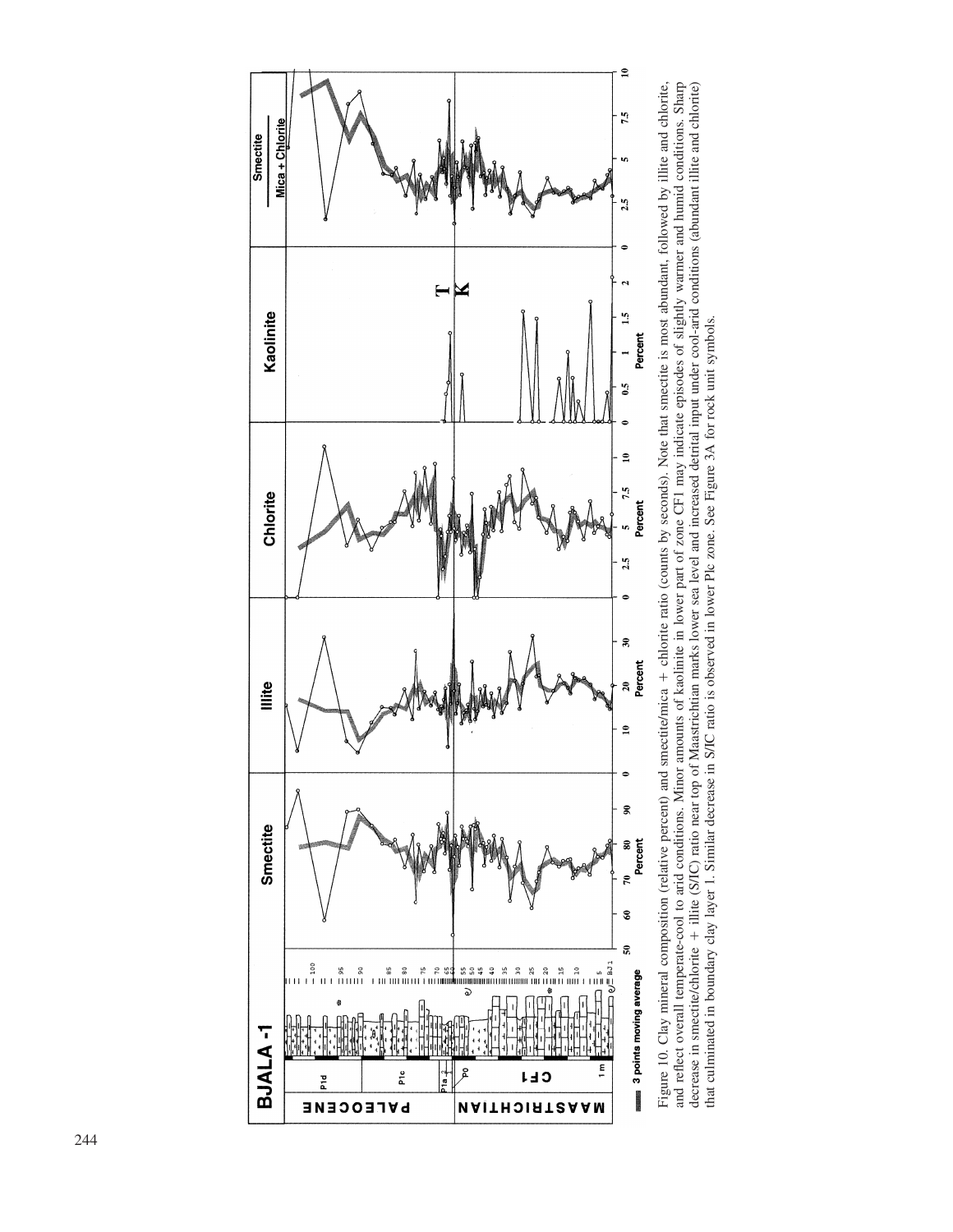Figure 10. Clay mineral composition (relative percent) and smectite/mica + chlorite ratio (counts by seconds). Note that smectite is most abundant, followed by illite and chlorite, and reflect overall temperate-cool to arid conditions. Minor amounts of kaolinite in lower part of zone CF1 may indicate episodes of slightly warmer and humid conditions. Sharp decrease in smectite/chlorite + illite (S/IC) ratio near top of Maastrichtian marks lower sea level and increased detrital input under cool-arid conditions (abundant illite and chlorite) that culminated in boundary clay layer 1. Similar decrease in S/IC ratio is observed in lower Plc zone. See Figure 3A for rock unit symbols.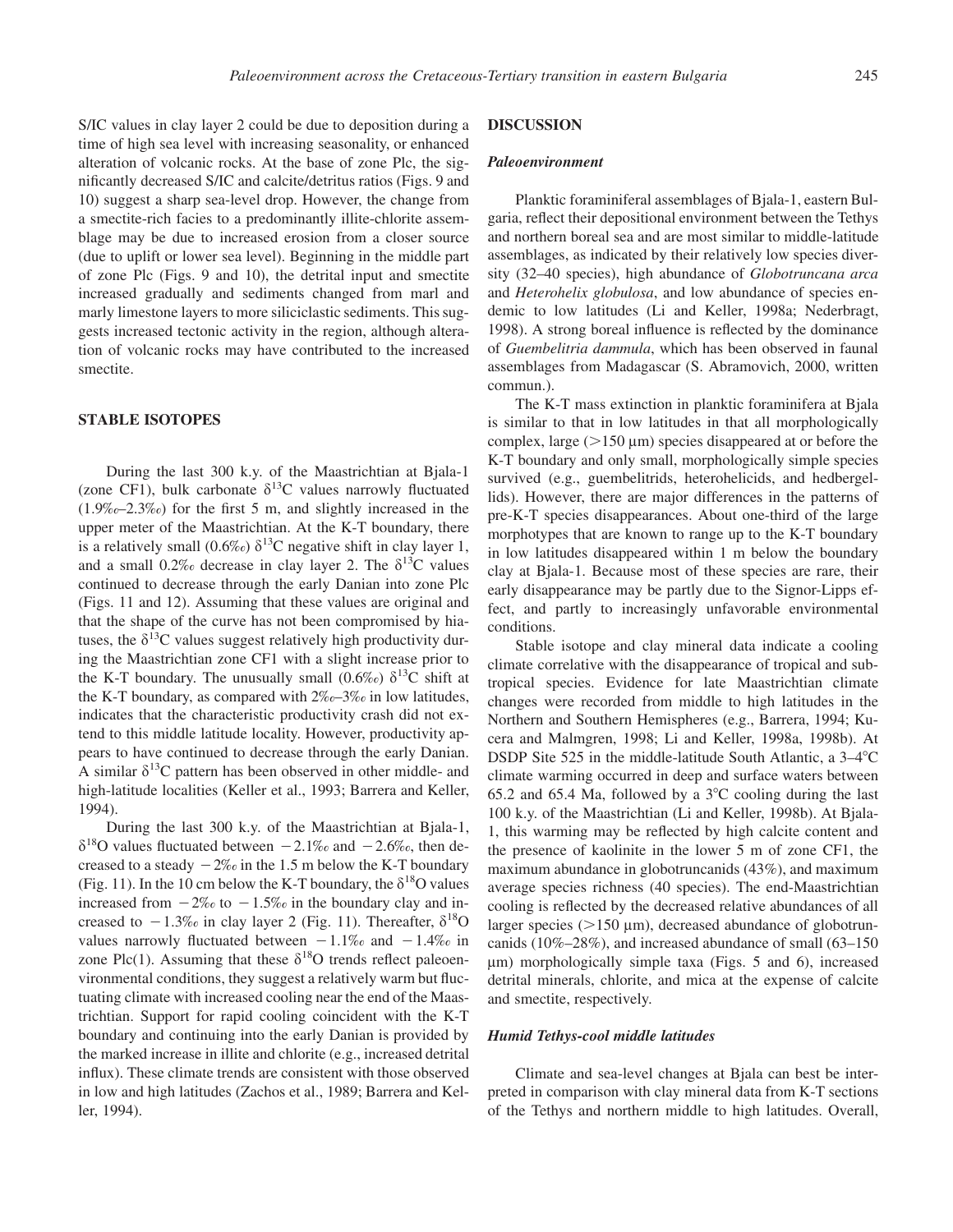S/IC values in clay layer 2 could be due to deposition during a time of high sea level with increasing seasonality, or enhanced alteration of volcanic rocks. At the base of zone Plc, the significantly decreased S/IC and calcite/detritus ratios (Figs. 9 and 10) suggest a sharp sea-level drop. However, the change from a smectite-rich facies to a predominantly illite-chlorite assemblage may be due to increased erosion from a closer source (due to uplift or lower sea level). Beginning in the middle part of zone Plc (Figs. 9 and 10), the detrital input and smectite increased gradually and sediments changed from marl and marly limestone layers to more siliciclastic sediments. This suggests increased tectonic activity in the region, although alteration of volcanic rocks may have contributed to the increased smectite.

## STABLE ISOTOPES

During the last 300 k.y. of the Maastrichtian at Bjala-1 (zone CF1), bulk carbonate $\delta^{13}C$ values narrowly fluctuated (1.9‰–2.3‰) for the first 5 m, and slightly increased in the upper meter of the Maastrichtian. At the K-T boundary, there is a relatively small (0.6‰) $\delta^{13}C$ negative shift in clay layer 1, and a small 0.2‰ decrease in clay layer 2. The $\delta^{13}C$ values continued to decrease through the early Danian into zone Plc (Figs. 11 and 12). Assuming that these values are original and that the shape of the curve has not been compromised by hiatuses, the $\delta^{13}C$ values suggest relatively high productivity during the Maastrichtian zone CF1 with a slight increase prior to the K-T boundary. The unusually small (0.6‰) $\delta^{13}C$ shift at the K-T boundary, as compared with 2‰–3‰ in low latitudes, indicates that the characteristic productivity crash did not extend to this middle latitude locality. However, productivity appears to have continued to decrease through the early Danian. A similar $\delta^{13}C$ pattern has been observed in other middle- and high-latitude localities (Keller et al., 1993; Barrera and Keller, 1994).

During the last 300 k.y. of the Maastrichtian at Bjala-1, $\delta^{18}O$ values fluctuated between −2.1‰ and −2.6‰, then decreased to a steady −2‰ in the 1.5 m below the K-T boundary (Fig. 11). In the 10 cm below the K-T boundary, the $\delta^{18}O$ values increased from −2‰ to −1.5‰ in the boundary clay and increased to −1.3‰ in clay layer 2 (Fig. 11). Thereafter, $\delta^{18}O$ values narrowly fluctuated between −1.1‰ and −1.4‰ in zone Plc(1). Assuming that these $\delta^{18}O$ trends reflect paleoenvironmental conditions, they suggest a relatively warm but fluctuating climate with increased cooling near the end of the Maastrichtian. Support for rapid cooling coincident with the K-T boundary and continuing into the early Danian is provided by the marked increase in illite and chlorite (e.g., increased detrital influx). These climate trends are consistent with those observed in low and high latitudes (Zachos et al., 1989; Barrera and Keller, 1994).

## DISCUSSION

### *Paleoenvironment*

Planktic foraminiferal assemblages of Bjala-1, eastern Bulgaria, reflect their depositional environment between the Tethys and northern boreal sea and are most similar to middle-latitude assemblages, as indicated by their relatively low species diversity (32–40 species), high abundance of *Globotruncana arca* and *Heterohelix globulosa*, and low abundance of species endemic to low latitudes (Li and Keller, 1998a; Nederbragt, 1998). A strong boreal influence is reflected by the dominance of *Guembelitria dammula*, which has been observed in faunal assemblages from Madagascar (S. Abramovich, 2000, written commun.).

The K-T mass extinction in planktic foraminifera at Bjala is similar to that in low latitudes in that all morphologically complex, large (>150 μm) species disappeared at or before the K-T boundary and only small, morphologically simple species survived (e.g., guembelitrids, heterohelicids, and hedbergellids). However, there are major differences in the patterns of pre-K-T species disappearances. About one-third of the large morphotypes that are known to range up to the K-T boundary in low latitudes disappeared within 1 m below the boundary clay at Bjala-1. Because most of these species are rare, their early disappearance may be partly due to the Signor-Lipps effect, and partly to increasingly unfavorable environmental conditions.

Stable isotope and clay mineral data indicate a cooling climate correlative with the disappearance of tropical and subtropical species. Evidence for late Maastrichtian climate changes were recorded from middle to high latitudes in the Northern and Southern Hemispheres (e.g., Barrera, 1994; Kucera and Malmgren, 1998; Li and Keller, 1998a, 1998b). At DSDP Site 525 in the middle-latitude South Atlantic, a 3–4°C climate warming occurred in deep and surface waters between 65.2 and 65.4 Ma, followed by a 3°C cooling during the last 100 k.y. of the Maastrichtian (Li and Keller, 1998b). At Bjala-1, this warming may be reflected by high calcite content and the presence of kaolinite in the lower 5 m of zone CF1, the maximum abundance in globotruncanids (43%), and maximum average species richness (40 species). The end-Maastrichtian cooling is reflected by the decreased relative abundances of all larger species (>150 μm), decreased abundance of globotruncanids (10%–28%), and increased abundance of small (63–150 μm) morphologically simple taxa (Figs. 5 and 6), increased detrital minerals, chlorite, and mica at the expense of calcite and smectite, respectively.

### *Humid Tethys-cool middle latitudes*

Climate and sea-level changes at Bjala can best be interpreted in comparison with clay mineral data from K-T sections of the Tethys and northern middle to high latitudes. Overall,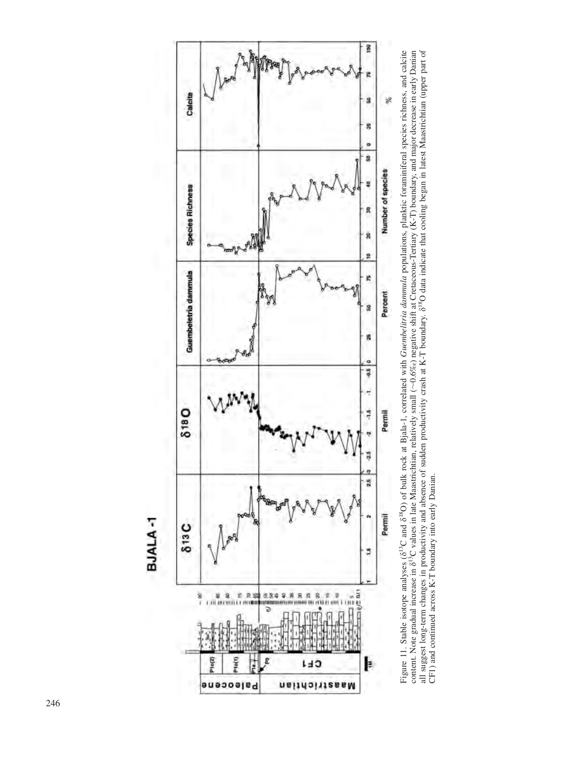Figure 11. Stable isotope analyses ($\delta^{13}C$ and $\delta^{18}O$) of bulk rock at Bjala-1, correlated with *Guembelitria dammula* populations, planktic foraminiferal species richness, and calcite content. Note gradual increase in $\delta^{13}C$ values in late Maastrichtian, relatively small (~0.6‰) negative shift at Cretaceous-Tertiary (K-T) boundary, and major decrease in early Danian all suggest long-term changes in productivity and absence of sudden productivity crash at K-T boundary. $\delta^{18}O$ data indicate that cooling began in latest Maastrichtian (upper part of CF1) and continued across K-T boundary into early Danian.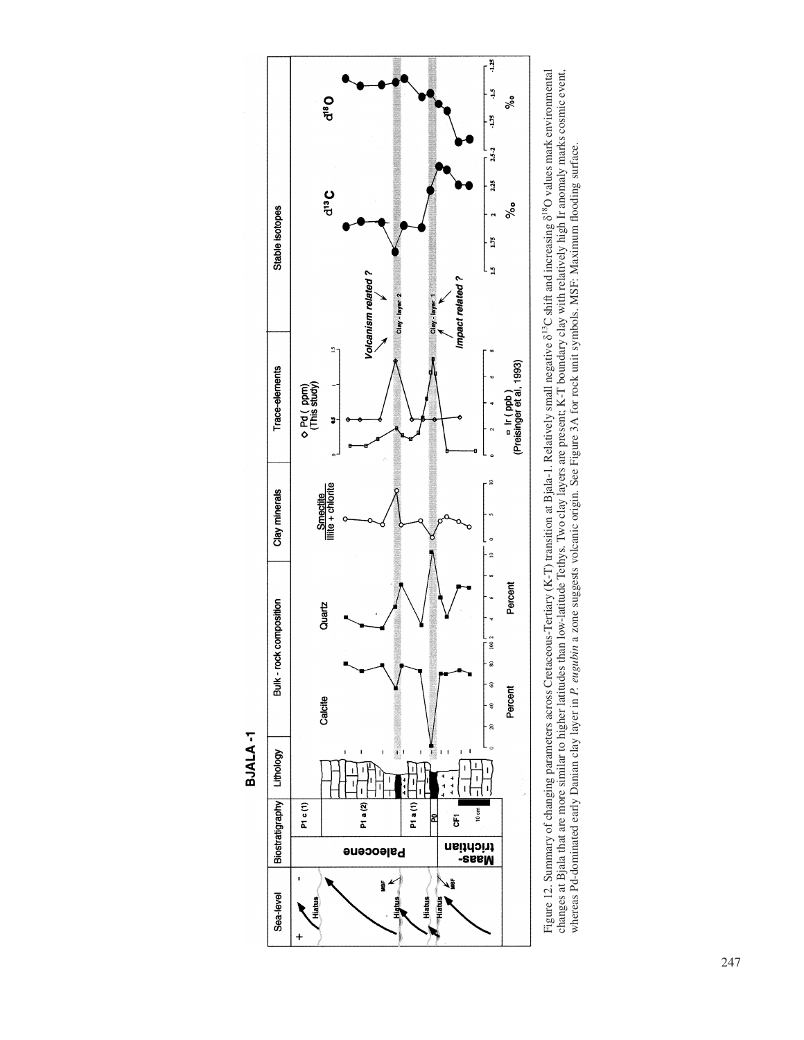Figure 12. Summary of changing parameters across Cretaceous-Tertiary (K-T) transition at Bjala-1. Relatively small negative $\delta^{13}C$ shift and increasing $\delta^{18}O$ values mark environmental changes at Bjala that are more similar to higher latitudes than low-latitude Tethys. Two clay layers are present; K-T boundary clay with relatively high Ir anomaly marks cosmic event, whereas Pd-dominated early Danian clay layer in *P. eugubina* zone suggests volcanic origin. See Figure 3A for rock unit symbols. MSF: Maximum flooding surface.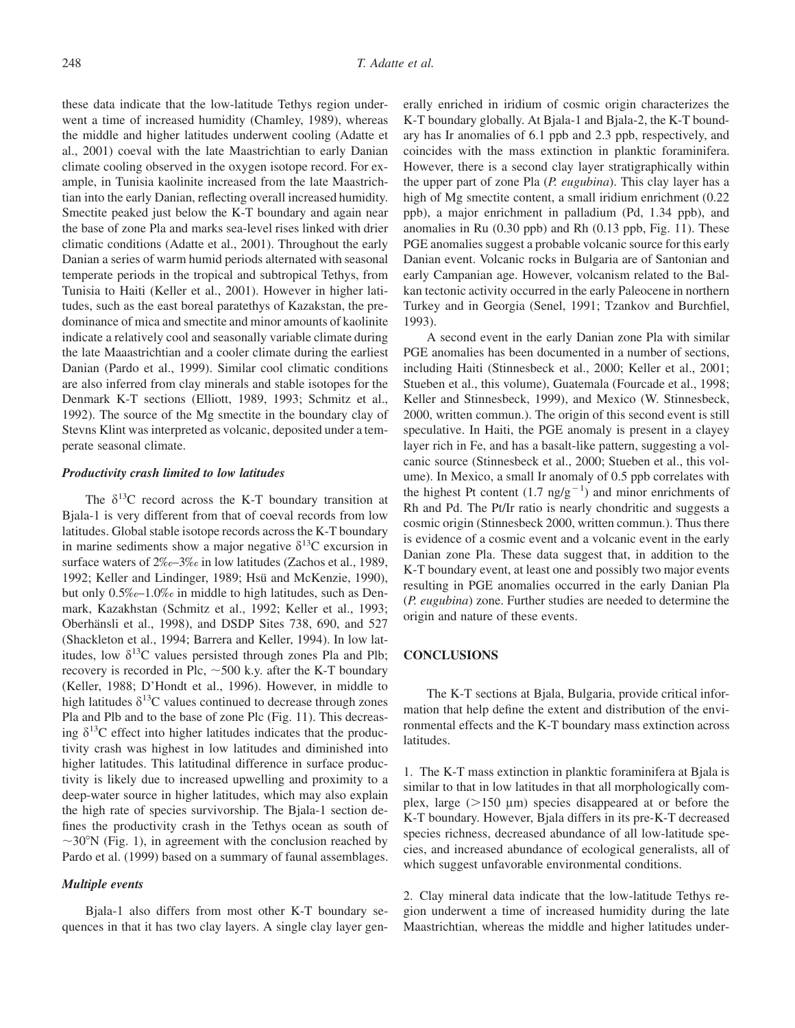these data indicate that the low-latitude Tethys region underwent a time of increased humidity (Chamley, 1989), whereas the middle and higher latitudes underwent cooling (Adatte et al., 2001) coeval with the late Maastrichtian to early Danian climate cooling observed in the oxygen isotope record. For example, in Tunisia kaolinite increased from the late Maastrichtian into the early Danian, reflecting overall increased humidity. Smectite peaked just below the K-T boundary and again near the base of zone P1a and marks sea-level rises linked with drier climatic conditions (Adatte et al., 2001). Throughout the early Danian a series of warm humid periods alternated with seasonal temperate periods in the tropical and subtropical Tethys, from Tunisia to Haiti (Keller et al., 2001). However in higher latitudes, such as the east boreal paratethys of Kazakstan, the predominance of mica and smectite and minor amounts of kaolinite indicate a relatively cool and seasonally variable climate during the late Maaastrichtian and a cooler climate during the earliest Danian (Pardo et al., 1999). Similar cool climatic conditions are also inferred from clay minerals and stable isotopes for the Denmark K-T sections (Elliott, 1989, 1993; Schmitz et al., 1992). The source of the Mg smectite in the boundary clay of Stevns Klint was interpreted as volcanic, deposited under a temperate seasonal climate.

### *Productivity crash limited to low latitudes*

The $\delta^{13}C$ record across the K-T boundary transition at Bjala-1 is very different from that of coeval records from low latitudes. Global stable isotope records across the K-T boundary in marine sediments show a major negative $\delta^{13}C$ excursion in surface waters of 2‰–3‰ in low latitudes (Zachos et al., 1989, 1992; Keller and Lindinger, 1989; Hsü and McKenzie, 1990), but only 0.5‰–1.0‰ in middle to high latitudes, such as Denmark, Kazakhstan (Schmitz et al., 1992; Keller et al., 1993; Oberhänsli et al., 1998), and DSDP Sites 738, 690, and 527 (Shackleton et al., 1994; Barrera and Keller, 1994). In low latitudes, low $\delta^{13}C$ values persisted through zones P1a and P1b; recovery is recorded in P1c, ~500 k.y. after the K-T boundary (Keller, 1988; D'Hondt et al., 1996). However, in middle to high latitudes $\delta^{13}C$ values continued to decrease through zones P1a and P1b and to the base of zone P1c (Fig. 11). This decreasing $\delta^{13}C$ effect into higher latitudes indicates that the productivity crash was highest in low latitudes and diminished into higher latitudes. This latitudinal difference in surface productivity is likely due to increased upwelling and proximity to a deep-water source in higher latitudes, which may also explain the high rate of species survivorship. The Bjala-1 section defines the productivity crash in the Tethys ocean as south of ~30°N (Fig. 1), in agreement with the conclusion reached by Pardo et al. (1999) based on a summary of faunal assemblages.

### *Multiple events*

Bjala-1 also differs from most other K-T boundary sequences in that it has two clay layers. A single clay layer generally enriched in iridium of cosmic origin characterizes the K-T boundary globally. At Bjala-1 and Bjala-2, the K-T boundary has Ir anomalies of 6.1 ppb and 2.3 ppb, respectively, and coincides with the mass extinction in planktic foraminifera. However, there is a second clay layer stratigraphically within the upper part of zone P1a (*P. eugubina*). This clay layer has a high of Mg smectite content, a small iridium enrichment (0.22 ppb), a major enrichment in palladium (Pd, 1.34 ppb), and anomalies in Ru (0.30 ppb) and Rh (0.13 ppb, Fig. 11). These PGE anomalies suggest a probable volcanic source for this early Danian event. Volcanic rocks in Bulgaria are of Santonian and early Campanian age. However, volcanism related to the Balkan tectonic activity occurred in the early Paleocene in northern Turkey and in Georgia (Senel, 1991; Tzankov and Burchfiel, 1993).

A second event in the early Danian zone P1a with similar PGE anomalies has been documented in a number of sections, including Haiti (Stinnesbeck et al., 2000; Keller et al., 2001; Stueben et al., this volume), Guatemala (Fourcade et al., 1998; Keller and Stinnesbeck, 1999), and Mexico (W. Stinnesbeck, 2000, written commun.). The origin of this second event is still speculative. In Haiti, the PGE anomaly is present in a clayey layer rich in Fe, and has a basalt-like pattern, suggesting a volcanic source (Stinnesbeck et al., 2000; Stueben et al., this volume). In Mexico, a small Ir anomaly of 0.5 ppb correlates with the highest Pt content (1.7 ng/g$^{-1}$) and minor enrichments of Rh and Pd. The Pt/Ir ratio is nearly chondritic and suggests a cosmic origin (Stinnesbeck 2000, written commun.). Thus there is evidence of a cosmic event and a volcanic event in the early Danian zone P1a. These data suggest that, in addition to the K-T boundary event, at least one and possibly two major events resulting in PGE anomalies occurred in the early Danian P1a (*P. eugubina*) zone. Further studies are needed to determine the origin and nature of these events.

## CONCLUSIONS

The K-T sections at Bjala, Bulgaria, provide critical information that help define the extent and distribution of the environmental effects and the K-T boundary mass extinction across latitudes.

1. The K-T mass extinction in planktic foraminifera at Bjala is similar to that in low latitudes in that all morphologically complex, large (>150 µm) species disappeared at or before the K-T boundary. However, Bjala differs in its pre-K-T decreased species richness, decreased abundance of all low-latitude species, and increased abundance of ecological generalists, all of which suggest unfavorable environmental conditions.

2. Clay mineral data indicate that the low-latitude Tethys region underwent a time of increased humidity during the late Maastrichtian, whereas the middle and higher latitudes under-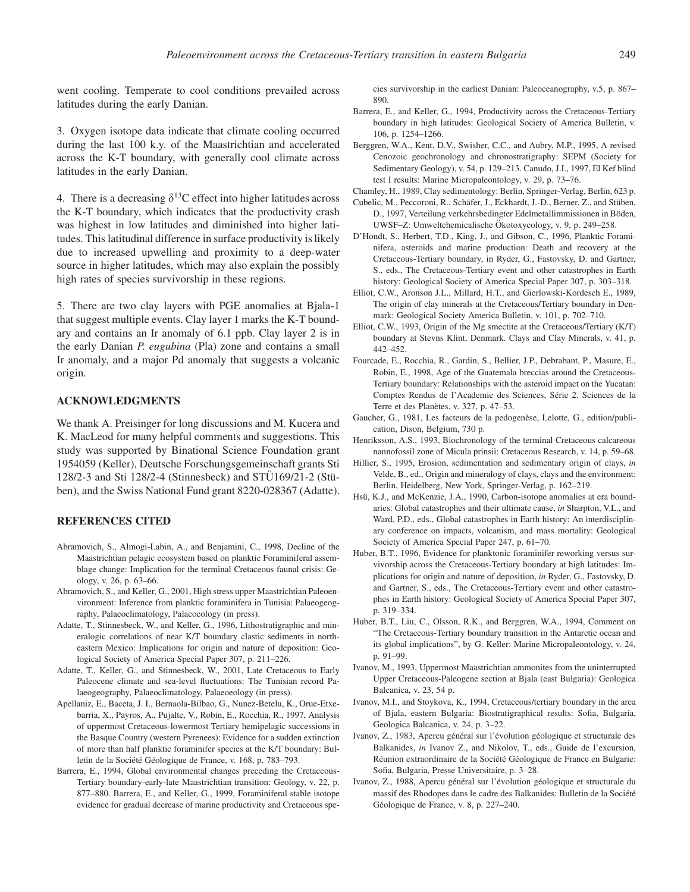went cooling. Temperate to cool conditions prevailed across latitudes during the early Danian.

3. Oxygen isotope data indicate that climate cooling occurred during the last 100 k.y. of the Maastrichtian and accelerated across the K-T boundary, with generally cool climate across latitudes in the early Danian.

4. There is a decreasing $\delta^{13}$C effect into higher latitudes across the K-T boundary, which indicates that the productivity crash was highest in low latitudes and diminished into higher latitudes. This latitudinal difference in surface productivity is likely due to increased upwelling and proximity to a deep-water source in higher latitudes, which may also explain the possibly high rates of species survivorship in these regions.

5. There are two clay layers with PGE anomalies at Bjala-1 that suggest multiple events. Clay layer 1 marks the K-T boundary and contains an Ir anomaly of 6.1 ppb. Clay layer 2 is in the early Danian *P. eugubina* (Pla) zone and contains a small Ir anomaly, and a major Pd anomaly that suggests a volcanic origin.

## ACKNOWLEDGMENTS

We thank A. Preisinger for long discussions and M. Kucera and K. MacLeod for many helpful comments and suggestions. This study was supported by Binational Science Foundation grant 1954059 (Keller), Deutsche Forschungsgemeinschaft grants Sti 128/2-3 and Sti 128/2-4 (Stinnesbeck) and STÜ169/21-2 (Stüben), and the Swiss National Fund grant 8220-028367 (Adatte).

## REFERENCES CITED

Abramovich, S., Almogi-Labin, A., and Benjamini, C., 1998, Decline of the Maastrichtian pelagic ecosystem based on planktic Foraminiferal assemblage change: Implication for the terminal Cretaceous faunal crisis: Geology, v. 26, p. 63–66.

Abramovich, S., and Keller, G., 2001, High stress upper Maastrichtian Paleoenvironment: Inference from planktic foraminifera in Tunisia: Palaeogeography, Palaeoclimatology, Palaeoeology (in press).

Adatte, T., Stinnesbeck, W., and Keller, G., 1996, Lithostratigraphic and mineralogic correlations of near K/T boundary clastic sediments in northeastern Mexico: Implications for origin and nature of deposition: Geological Society of America Special Paper 307, p. 211–226.

Adatte, T., Keller, G., and Stinnesbeck, W., 2001, Late Cretaceous to Early Paleocene climate and sea-level fluctuations: The Tunisian record Palaeogeography, Palaeoclimatology, Palaeoeology (in press).

Apellaniz, E., Baceta, J. I., Bernaola-Bilbao, G., Nunez-Betelu, K., Orue-Etxebarria, X., Payros, A., Pujalte, V., Robin, E., Rocchia, R., 1997, Analysis of uppermost Cretaceous-lowermost Tertiary hemipelagic successions in the Basque Country (western Pyrenees): Evidence for a sudden extinction of more than half planktic foraminifer species at the K/T boundary: Bulletin de la Société Géologique de France, v. 168, p. 783–793.

Barrera, E., 1994, Global environmental changes preceding the Cretaceous-Tertiary boundary-early-late Maastrichtian transition: Geology, v. 22, p. 877–880. Barrera, E., and Keller, G., 1999, Foraminiferal stable isotope evidence for gradual decrease of marine productivity and Cretaceous species survivorship in the earliest Danian: Paleoceanography, v.5, p. 867–890.

Barrera, E., and Keller, G., 1994, Productivity across the Cretaceous-Tertiary boundary in high latitudes: Geological Society of America Bulletin, v. 106, p. 1254–1266.

Berggren, W.A., Kent, D.V., Swisher, C.C., and Aubry, M.P., 1995, A revised Cenozoic geochronology and chronostratigraphy: SEPM (Society for Sedimentary Geology), v. 54, p. 129–213. Canudo, J.I., 1997, El Kef blind test I results: Marine Micropaleontology, v. 29, p. 73–76.

Chamley, H., 1989, Clay sedimentology: Berlin, Springer-Verlag, Berlin, 623 p.

Cubelic, M., Peccoroni, R., Schäfer, J., Eckhardt, J.-D., Berner, Z., and Stüben, D., 1997, Verteilung verkehrsbedingter Edelmetallimmissionen in Böden, UWSF–Z: Umweltchemicalische Ökotoxycology, v. 9, p. 249–258.

D'Hondt, S., Herbert, T.D., King, J., and Gibson, C., 1996, Planktic Foraminifera, asteroids and marine production: Death and recovery at the Cretaceous-Tertiary boundary, in Ryder, G., Fastovsky, D. and Gartner, S., eds., The Cretaceous-Tertiary event and other catastrophes in Earth history: Geological Society of America Special Paper 307, p. 303–318.

Elliot, C.W., Aronson J.L., Millard, H.T., and Gierlowski-Kordesch E., 1989, The origin of clay minerals at the Cretaceous/Tertiary boundary in Denmark: Geological Society America Bulletin, v. 101, p. 702–710.

Elliot, C.W., 1993, Origin of the Mg smectite at the Cretaceous/Tertiary (K/T) boundary at Stevns Klint, Denmark. Clays and Clay Minerals, v. 41, p. 442–452.

Fourcade, E., Rocchia, R., Gardin, S., Bellier, J.P., Debrabant, P., Masure, E., Robin, E., 1998, Age of the Guatemala breccias around the Cretaceous-Tertiary boundary: Relationships with the asteroid impact on the Yucatan: Comptes Rendus de l'Academie des Sciences, Série 2. Sciences de la Terre et des Planètes, v. 327, p. 47–53.

Gaucher, G., 1981, Les facteurs de la pedogenèse, Lelotte, G., edition/publication, Dison, Belgium, 730 p.

Henriksson, A.S., 1993, Biochronology of the terminal Cretaceous calcareous nannofossil zone of Micula prinsii: Cretaceous Research, v. 14, p. 59–68.

Hillier, S., 1995, Erosion, sedimentation and sedimentary origin of clays, *in* Velde, B., ed., Origin and mineralogy of clays, clays and the environment: Berlin, Heidelberg, New York, Springer-Verlag, p. 162–219.

Hsü, K.J., and McKenzie, J.A., 1990, Carbon-isotope anomalies at era boundaries: Global catastrophes and their ultimate cause, *in* Sharpton, V.L., and Ward, P.D., eds., Global catastrophes in Earth history: An interdisciplinary conference on impacts, volcanism, and mass mortality: Geological Society of America Special Paper 247, p. 61–70.

Huber, B.T., 1996, Evidence for planktonic foraminifer reworking versus survivorship across the Cretaceous-Tertiary boundary at high latitudes: Implications for origin and nature of deposition, *in* Ryder, G., Fastovsky, D. and Gartner, S., eds., The Cretaceous-Tertiary event and other catastrophes in Earth history: Geological Society of America Special Paper 307, p. 319–334.

Huber, B.T., Liu, C., Olsson, R.K., and Berggren, W.A., 1994, Comment on "The Cretaceous-Tertiary boundary transition in the Antarctic ocean and its global implications", by G. Keller: Marine Micropaleontology, v. 24, p. 91–99.

Ivanov, M., 1993, Uppermost Maastrichtian ammonites from the uninterrupted Upper Cretaceous-Paleogene section at Bjala (east Bulgaria): Geologica Balcanica, v. 23, 54 p.

Ivanov, M.I., and Stoykova, K., 1994, Cretaceous/tertiary boundary in the area of Bjala, eastern Bulgaria: Biostratigraphical results: Sofia, Bulgaria, Geologica Balcanica, v. 24, p. 3–22.

Ivanov, Z., 1983, Apercu général sur l'évolution géologique et structurale des Balkanides, *in* Ivanov Z., and Nikolov, T., eds., Guide de l'excursion, Réunion extraordinaire de la Société Géologique de France en Bulgarie: Sofia, Bulgaria, Presse Universitaire, p. 3–28.

Ivanov, Z., 1988, Apercu général sur l'évolution géologique et structurale du massif des Rhodopes dans le cadre des Balkanides: Bulletin de la Société Géologique de France, v. 8, p. 227–240.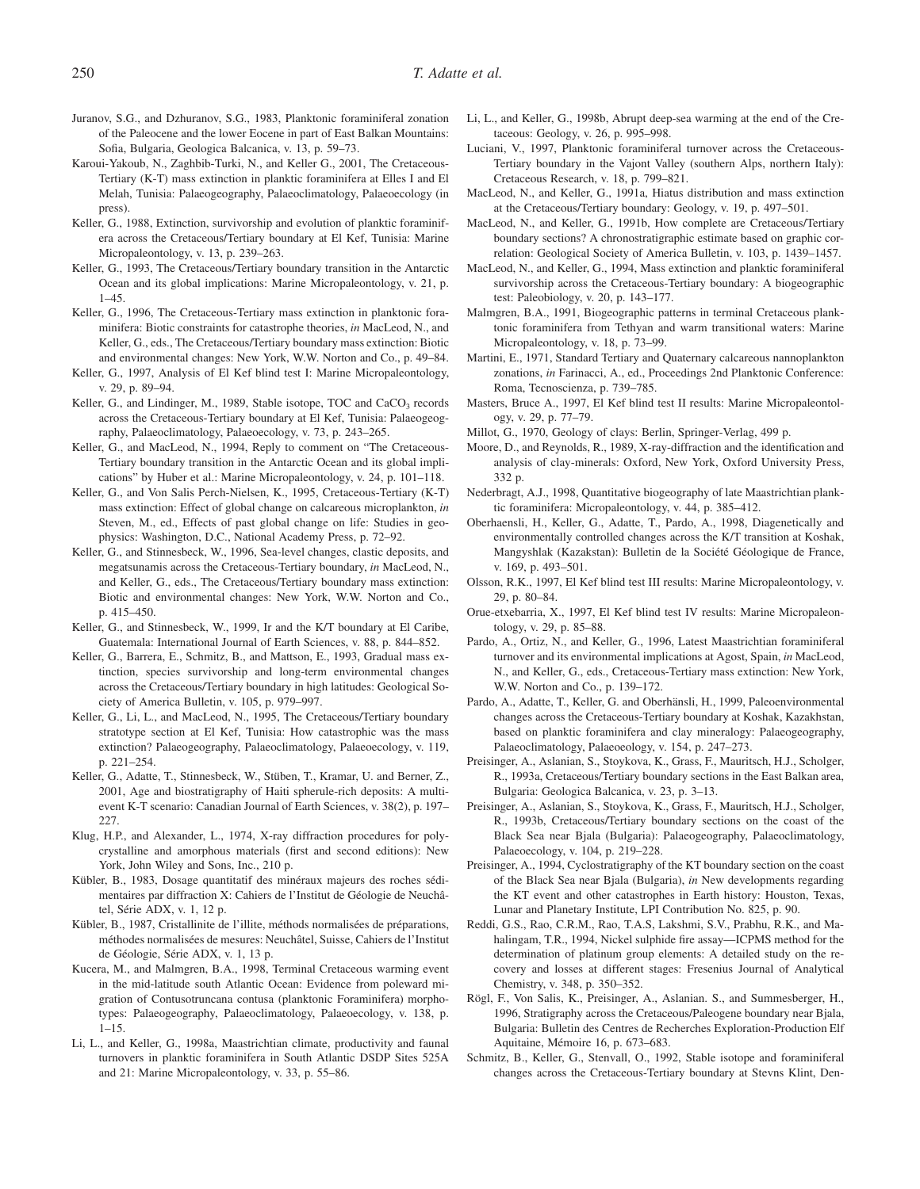Juranov, S.G., and Dzhuranov, S.G., 1983, Planktonic foraminiferal zonation of the Paleocene and the lower Eocene in part of East Balkan Mountains: Sofia, Bulgaria, Geologica Balcanica, v. 13, p. 59–73.

Karoui-Yakoub, N., Zaghbib-Turki, N., and Keller G., 2001, The Cretaceous-Tertiary (K-T) mass extinction in planktic foraminifera at Elles I and El Melah, Tunisia: Palaeogeography, Palaeoclimatology, Palaeoecology (in press).

Keller, G., 1988, Extinction, survivorship and evolution of planktic foraminifera across the Cretaceous/Tertiary boundary at El Kef, Tunisia: Marine Micropaleontology, v. 13, p. 239–263.

Keller, G., 1993, The Cretaceous/Tertiary boundary transition in the Antarctic Ocean and its global implications: Marine Micropaleontology, v. 21, p. 1–45.

Keller, G., 1996, The Cretaceous-Tertiary mass extinction in planktonic foraminifera: Biotic constraints for catastrophe theories, *in* MacLeod, N., and Keller, G., eds., The Cretaceous/Tertiary boundary mass extinction: Biotic and environmental changes: New York, W.W. Norton and Co., p. 49–84.

Keller, G., 1997, Analysis of El Kef blind test I: Marine Micropaleontology, v. 29, p. 89–94.

Keller, G., and Lindinger, M., 1989, Stable isotope, TOC and $CaCO_3$ records across the Cretaceous-Tertiary boundary at El Kef, Tunisia: Palaeogeography, Palaeoclimatology, Palaeoecology, v. 73, p. 243–265.

Keller, G., and MacLeod, N., 1994, Reply to comment on "The Cretaceous-Tertiary boundary transition in the Antarctic Ocean and its global implications" by Huber et al.: Marine Micropaleontology, v. 24, p. 101–118.

Keller, G., and Von Salis Perch-Nielsen, K., 1995, Cretaceous-Tertiary (K-T) mass extinction: Effect of global change on calcareous microplankton, *in* Steven, M., ed., Effects of past global change on life: Studies in geophysics: Washington, D.C., National Academy Press, p. 72–92.

Keller, G., and Stinnesbeck, W., 1996, Sea-level changes, clastic deposits, and megatsunamis across the Cretaceous-Tertiary boundary, *in* MacLeod, N., and Keller, G., eds., The Cretaceous/Tertiary boundary mass extinction: Biotic and environmental changes: New York, W.W. Norton and Co., p. 415–450.

Keller, G., and Stinnesbeck, W., 1999, Ir and the K/T boundary at El Caribe, Guatemala: International Journal of Earth Sciences, v. 88, p. 844–852.

Keller, G., Barrera, E., Schmitz, B., and Mattson, E., 1993, Gradual mass extinction, species survivorship and long-term environmental changes across the Cretaceous/Tertiary boundary in high latitudes: Geological Society of America Bulletin, v. 105, p. 979–997.

Keller, G., Li, L., and MacLeod, N., 1995, The Cretaceous/Tertiary boundary stratotype section at El Kef, Tunisia: How catastrophic was the mass extinction? Palaeogeography, Palaeoclimatology, Palaeoecology, v. 119, p. 221–254.

Keller, G., Adatte, T., Stinnesbeck, W., Stüben, T., Kramar, U. and Berner, Z., 2001, Age and biostratigraphy of Haiti spherule-rich deposits: A multi-event K-T scenario: Canadian Journal of Earth Sciences, v. 38(2), p. 197–227.

Klug, H.P., and Alexander, L., 1974, X-ray diffraction procedures for polycrystalline and amorphous materials (first and second editions): New York, John Wiley and Sons, Inc., 210 p.

Kübler, B., 1983, Dosage quantitatif des minéraux majeurs des roches sédimentaires par diffraction X: Cahiers de l'Institut de Géologie de Neuchâtel, Série ADX, v. 1, 12 p.

Kübler, B., 1987, Cristallinite de l'illite, méthods normalisées de préparations, méthodes normalisées de mesures: Neuchâtel, Suisse, Cahiers de l'Institut de Géologie, Série ADX, v. 1, 13 p.

Kucera, M., and Malmgren, B.A., 1998, Terminal Cretaceous warming event in the mid-latitude south Atlantic Ocean: Evidence from poleward migration of Contusotruncana contusa (planktonic Foraminifera) morphotypes: Palaeogeography, Palaeoclimatology, Palaeoecology, v. 138, p. 1–15.

Li, L., and Keller, G., 1998a, Maastrichtian climate, productivity and faunal turnovers in planktic foraminifera in South Atlantic DSDP Sites 525A and 21: Marine Micropaleontology, v. 33, p. 55–86.

Li, L., and Keller, G., 1998b, Abrupt deep-sea warming at the end of the Cretaceous: Geology, v. 26, p. 995–998.

Luciani, V., 1997, Planktonic foraminiferal turnover across the Cretaceous-Tertiary boundary in the Vajont Valley (southern Alps, northern Italy): Cretaceous Research, v. 18, p. 799–821.

MacLeod, N., and Keller, G., 1991a, Hiatus distribution and mass extinction at the Cretaceous/Tertiary boundary: Geology, v. 19, p. 497–501.

MacLeod, N., and Keller, G., 1991b, How complete are Cretaceous/Tertiary boundary sections? A chronostratigraphic estimate based on graphic correlation: Geological Society of America Bulletin, v. 103, p. 1439–1457.

MacLeod, N., and Keller, G., 1994, Mass extinction and planktic foraminiferal survivorship across the Cretaceous-Tertiary boundary: A biogeographic test: Paleobiology, v. 20, p. 143–177.

Malmgren, B.A., 1991, Biogeographic patterns in terminal Cretaceous planktonic foraminifera from Tethyan and warm transitional waters: Marine Micropaleontology, v. 18, p. 73–99.

Martini, E., 1971, Standard Tertiary and Quaternary calcareous nannoplankton zonations, *in* Farinacci, A., ed., Proceedings 2nd Planktonic Conference: Roma, Tecnoscienza, p. 739–785.

Masters, Bruce A., 1997, El Kef blind test II results: Marine Micropaleontology, v. 29, p. 77–79.

Millot, G., 1970, Geology of clays: Berlin, Springer-Verlag, 499 p.

Moore, D., and Reynolds, R., 1989, X-ray-diffraction and the identification and analysis of clay-minerals: Oxford, New York, Oxford University Press, 332 p.

Nederbragt, A.J., 1998, Quantitative biogeography of late Maastrichtian planktic foraminifera: Micropaleontology, v. 44, p. 385–412.

Oberhaensli, H., Keller, G., Adatte, T., Pardo, A., 1998, Diagenetically and environmentally controlled changes across the K/T transition at Koshak, Mangyshlak (Kazakstan): Bulletin de la Société Géologique de France, v. 169, p. 493–501.

Olsson, R.K., 1997, El Kef blind test III results: Marine Micropaleontology, v. 29, p. 80–84.

Orue-etxebarria, X., 1997, El Kef blind test IV results: Marine Micropaleontology, v. 29, p. 85–88.

Pardo, A., Ortiz, N., and Keller, G., 1996, Latest Maastrichtian foraminiferal turnover and its environmental implications at Agost, Spain, *in* MacLeod, N., and Keller, G., eds., Cretaceous-Tertiary mass extinction: New York, W.W. Norton and Co., p. 139–172.

Pardo, A., Adatte, T., Keller, G. and Oberhänsli, H., 1999, Paleoenvironmental changes across the Cretaceous-Tertiary boundary at Koshak, Kazakhstan, based on planktic foraminifera and clay mineralogy: Palaeogeography, Palaeoclimatology, Palaeoeology, v. 154, p. 247–273.

Preisinger, A., Aslanian, S., Stoykova, K., Grass, F., Mauritsch, H.J., Scholger, R., 1993a, Cretaceous/Tertiary boundary sections in the East Balkan area, Bulgaria: Geologica Balcanica, v. 23, p. 3–13.

Preisinger, A., Aslanian, S., Stoykova, K., Grass, F., Mauritsch, H.J., Scholger, R., 1993b, Cretaceous/Tertiary boundary sections on the coast of the Black Sea near Bjala (Bulgaria): Palaeogeography, Palaeoclimatology, Palaeoecology, v. 104, p. 219–228.

Preisinger, A., 1994, Cyclostratigraphy of the KT boundary section on the coast of the Black Sea near Bjala (Bulgaria), *in* New developments regarding the KT event and other catastrophes in Earth history: Houston, Texas, Lunar and Planetary Institute, LPI Contribution No. 825, p. 90.

Reddi, G.S., Rao, C.R.M., Rao, T.A.S, Lakshmi, S.V., Prabhu, R.K., and Mahalingam, T.R., 1994, Nickel sulphide fire assay—ICPMS method for the determination of platinum group elements: A detailed study on the recovery and losses at different stages: Fresenius Journal of Analytical Chemistry, v. 348, p. 350–352.

Rögl, F., Von Salis, K., Preisinger, A., Aslanian. S., and Summesberger, H., 1996, Stratigraphy across the Cretaceous/Paleogene boundary near Bjala, Bulgaria: Bulletin des Centres de Recherches Exploration-Production Elf Aquitaine, Mémoire 16, p. 673–683.

Schmitz, B., Keller, G., Stenvall, O., 1992, Stable isotope and foraminiferal changes across the Cretaceous-Tertiary boundary at Stevns Klint, Den-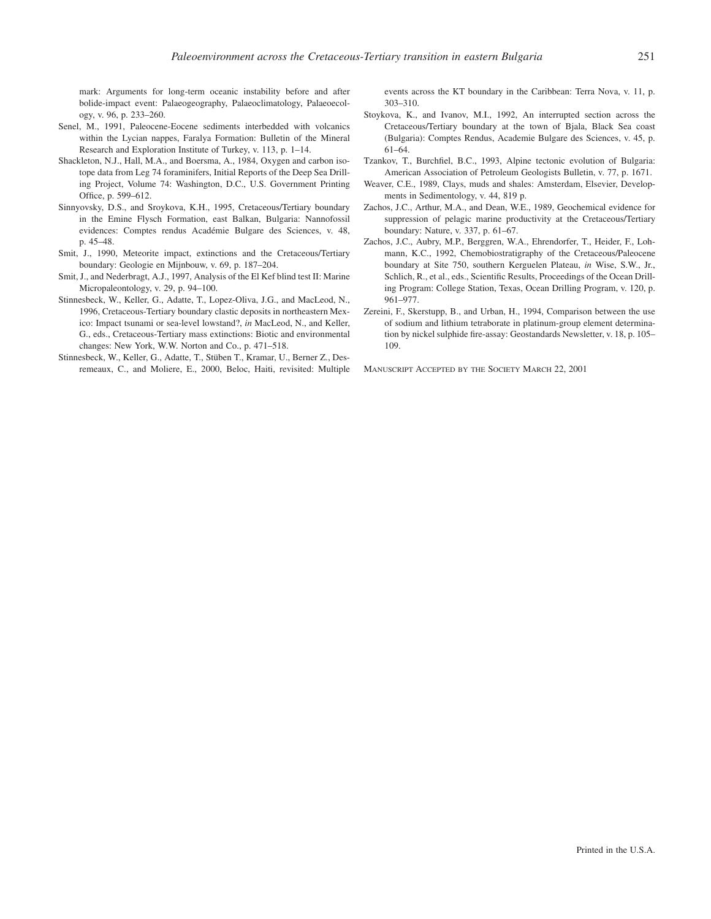mark: Arguments for long-term oceanic instability before and after bolide-impact event: Palaeogeography, Palaeoclimatology, Palaeoecology, v. 96, p. 233–260.

Senel, M., 1991, Paleocene-Eocene sediments interbedded with volcanics within the Lycian nappes, Faralya Formation: Bulletin of the Mineral Research and Exploration Institute of Turkey, v. 113, p. 1–14.

Shackleton, N.J., Hall, M.A., and Boersma, A., 1984, Oxygen and carbon isotope data from Leg 74 foraminifers, Initial Reports of the Deep Sea Drilling Project, Volume 74: Washington, D.C., U.S. Government Printing Office, p. 599–612.

Sinnyovsky, D.S., and Sroykova, K.H., 1995, Cretaceous/Tertiary boundary in the Emine Flysch Formation, east Balkan, Bulgaria: Nannofossil evidences: Comptes rendus Académie Bulgare des Sciences, v. 48, p. 45–48.

Smit, J., 1990, Meteorite impact, extinctions and the Cretaceous/Tertiary boundary: Geologie en Mijnbouw, v. 69, p. 187–204.

Smit, J., and Nederbragt, A.J., 1997, Analysis of the El Kef blind test II: Marine Micropaleontology, v. 29, p. 94–100.

Stinnesbeck, W., Keller, G., Adatte, T., Lopez-Oliva, J.G., and MacLeod, N., 1996, Cretaceous-Tertiary boundary clastic deposits in northeastern Mexico: Impact tsunami or sea-level lowstand?, *in* MacLeod, N., and Keller, G., eds., Cretaceous-Tertiary mass extinctions: Biotic and environmental changes: New York, W.W. Norton and Co., p. 471–518.

Stinnesbeck, W., Keller, G., Adatte, T., Stüben T., Kramar, U., Berner Z., Desremeaux, C., and Moliere, E., 2000, Beloc, Haiti, revisited: Multiple events across the KT boundary in the Caribbean: Terra Nova, v. 11, p. 303–310.

Stoykova, K., and Ivanov, M.I., 1992, An interrupted section across the Cretaceous/Tertiary boundary at the town of Bjala, Black Sea coast (Bulgaria): Comptes Rendus, Academie Bulgare des Sciences, v. 45, p. 61–64.

Tzankov, T., Burchfiel, B.C., 1993, Alpine tectonic evolution of Bulgaria: American Association of Petroleum Geologists Bulletin, v. 77, p. 1671.

Weaver, C.E., 1989, Clays, muds and shales: Amsterdam, Elsevier, Developments in Sedimentology, v. 44, 819 p.

Zachos, J.C., Arthur, M.A., and Dean, W.E., 1989, Geochemical evidence for suppression of pelagic marine productivity at the Cretaceous/Tertiary boundary: Nature, v. 337, p. 61–67.

Zachos, J.C., Aubry, M.P., Berggren, W.A., Ehrendorfer, T., Heider, F., Lohmann, K.C., 1992, Chemobiostratigraphy of the Cretaceous/Paleocene boundary at Site 750, southern Kerguelen Plateau, *in* Wise, S.W., Jr., Schlich, R., et al., eds., Scientific Results, Proceedings of the Ocean Drilling Program: College Station, Texas, Ocean Drilling Program, v. 120, p. 961–977.

Zereini, F., Skerstupp, B., and Urban, H., 1994, Comparison between the use of sodium and lithium tetraborate in platinum-group element determination by nickel sulphide fire-assay: Geostandards Newsletter, v. 18, p. 105–109.

MANUSCRIPT ACCEPTED BY THE SOCIETY MARCH 22, 2001

Printed in the U.S.A.